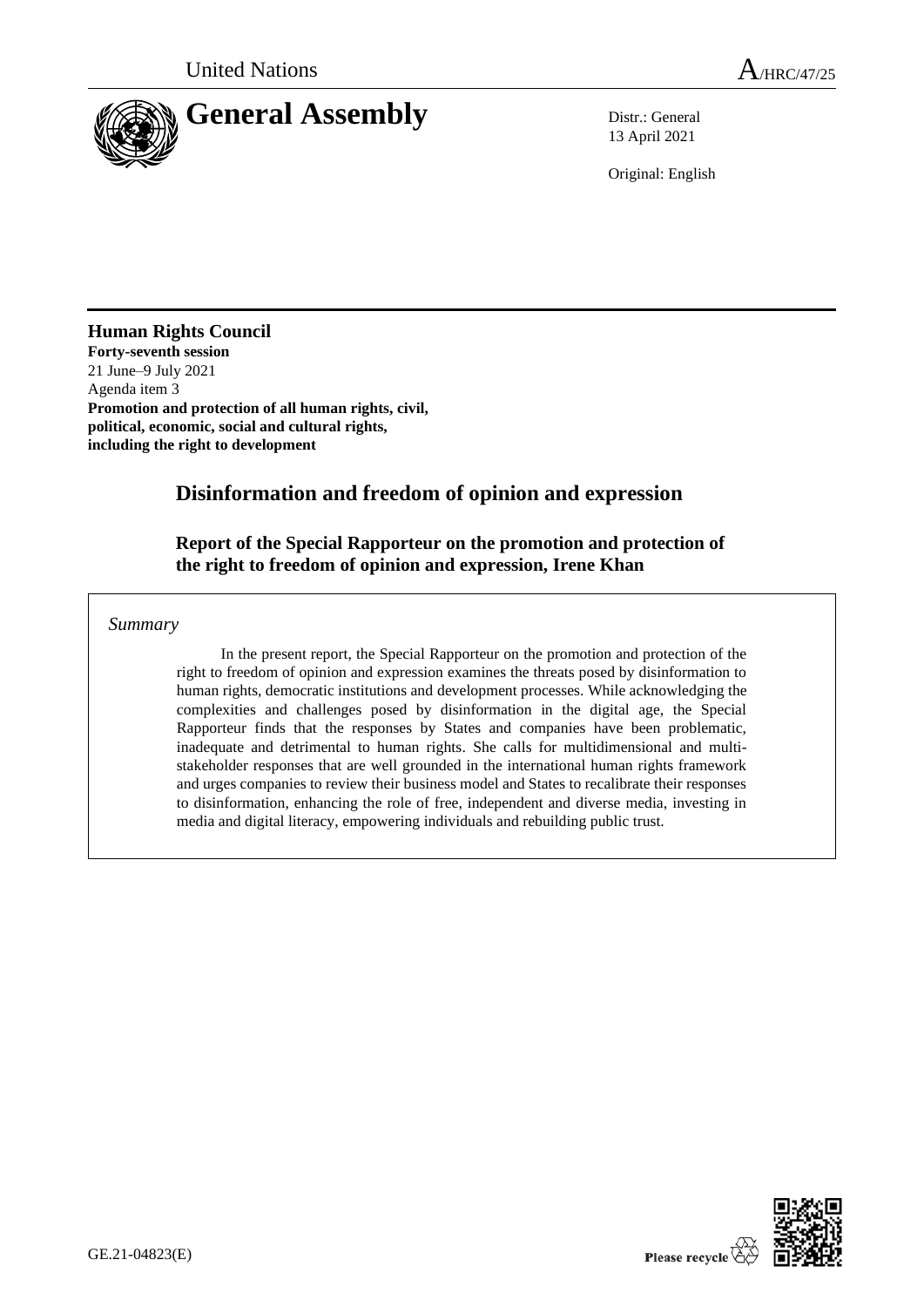United Nations A/HRC/47/25

# General Assembly

Distr.: General
13 April 2021

Original: English

**Human Rights Council**
**Forty-seventh session**
21 June–9 July 2021
Agenda item 3
**Promotion and protection of all human rights, civil, political, economic, social and cultural rights, including the right to development**

## Disinformation and freedom of opinion and expression

### Report of the Special Rapporteur on the promotion and protection of the right to freedom of opinion and expression, Irene Khan

*Summary*

In the present report, the Special Rapporteur on the promotion and protection of the right to freedom of opinion and expression examines the threats posed by disinformation to human rights, democratic institutions and development processes. While acknowledging the complexities and challenges posed by disinformation in the digital age, the Special Rapporteur finds that the responses by States and companies have been problematic, inadequate and detrimental to human rights. She calls for multidimensional and multi-stakeholder responses that are well grounded in the international human rights framework and urges companies to review their business model and States to recalibrate their responses to disinformation, enhancing the role of free, independent and diverse media, investing in media and digital literacy, empowering individuals and rebuilding public trust.

GE.21-04823(E)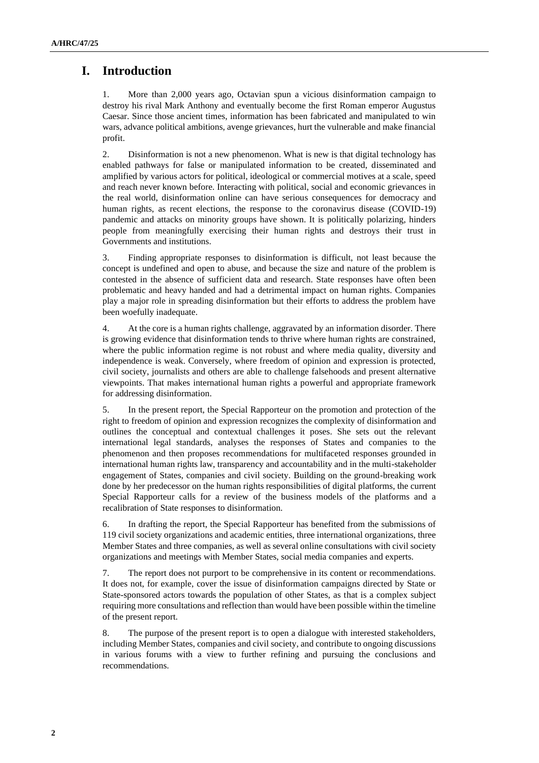# I. Introduction

1. More than 2,000 years ago, Octavian spun a vicious disinformation campaign to destroy his rival Mark Anthony and eventually become the first Roman emperor Augustus Caesar. Since those ancient times, information has been fabricated and manipulated to win wars, advance political ambitions, avenge grievances, hurt the vulnerable and make financial profit.

2. Disinformation is not a new phenomenon. What is new is that digital technology has enabled pathways for false or manipulated information to be created, disseminated and amplified by various actors for political, ideological or commercial motives at a scale, speed and reach never known before. Interacting with political, social and economic grievances in the real world, disinformation online can have serious consequences for democracy and human rights, as recent elections, the response to the coronavirus disease (COVID-19) pandemic and attacks on minority groups have shown. It is politically polarizing, hinders people from meaningfully exercising their human rights and destroys their trust in Governments and institutions.

3. Finding appropriate responses to disinformation is difficult, not least because the concept is undefined and open to abuse, and because the size and nature of the problem is contested in the absence of sufficient data and research. State responses have often been problematic and heavy handed and had a detrimental impact on human rights. Companies play a major role in spreading disinformation but their efforts to address the problem have been woefully inadequate.

4. At the core is a human rights challenge, aggravated by an information disorder. There is growing evidence that disinformation tends to thrive where human rights are constrained, where the public information regime is not robust and where media quality, diversity and independence is weak. Conversely, where freedom of opinion and expression is protected, civil society, journalists and others are able to challenge falsehoods and present alternative viewpoints. That makes international human rights a powerful and appropriate framework for addressing disinformation.

5. In the present report, the Special Rapporteur on the promotion and protection of the right to freedom of opinion and expression recognizes the complexity of disinformation and outlines the conceptual and contextual challenges it poses. She sets out the relevant international legal standards, analyses the responses of States and companies to the phenomenon and then proposes recommendations for multifaceted responses grounded in international human rights law, transparency and accountability and in the multi-stakeholder engagement of States, companies and civil society. Building on the ground-breaking work done by her predecessor on the human rights responsibilities of digital platforms, the current Special Rapporteur calls for a review of the business models of the platforms and a recalibration of State responses to disinformation.

6. In drafting the report, the Special Rapporteur has benefited from the submissions of 119 civil society organizations and academic entities, three international organizations, three Member States and three companies, as well as several online consultations with civil society organizations and meetings with Member States, social media companies and experts.

7. The report does not purport to be comprehensive in its content or recommendations. It does not, for example, cover the issue of disinformation campaigns directed by State or State-sponsored actors towards the population of other States, as that is a complex subject requiring more consultations and reflection than would have been possible within the timeline of the present report.

8. The purpose of the present report is to open a dialogue with interested stakeholders, including Member States, companies and civil society, and contribute to ongoing discussions in various forums with a view to further refining and pursuing the conclusions and recommendations.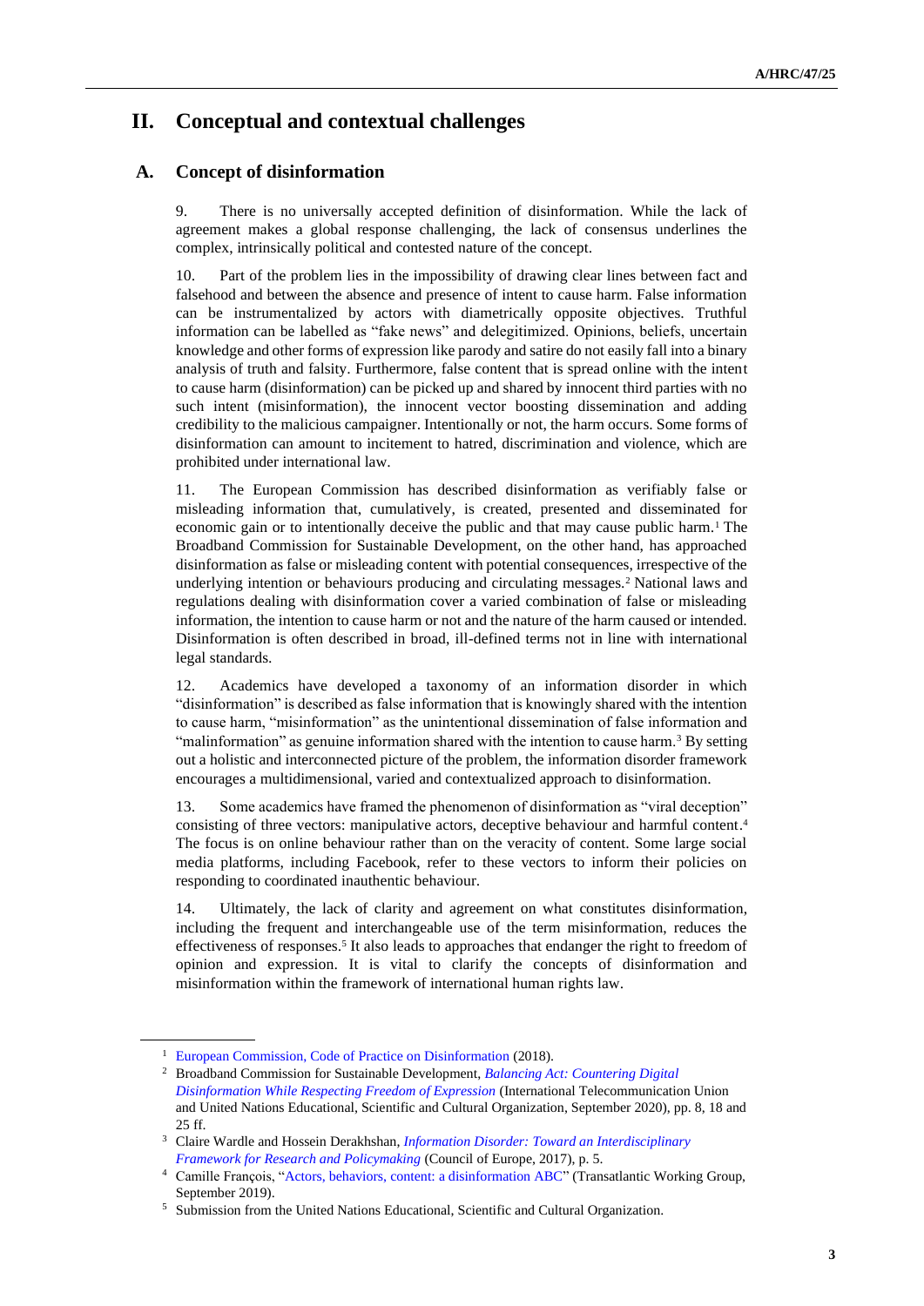# II. Conceptual and contextual challenges

## A. Concept of disinformation

9. There is no universally accepted definition of disinformation. While the lack of agreement makes a global response challenging, the lack of consensus underlines the complex, intrinsically political and contested nature of the concept.

10. Part of the problem lies in the impossibility of drawing clear lines between fact and falsehood and between the absence and presence of intent to cause harm. False information can be instrumentalized by actors with diametrically opposite objectives. Truthful information can be labelled as "fake news" and delegitimized. Opinions, beliefs, uncertain knowledge and other forms of expression like parody and satire do not easily fall into a binary analysis of truth and falsity. Furthermore, false content that is spread online with the intent to cause harm (disinformation) can be picked up and shared by innocent third parties with no such intent (misinformation), the innocent vector boosting dissemination and adding credibility to the malicious campaigner. Intentionally or not, the harm occurs. Some forms of disinformation can amount to incitement to hatred, discrimination and violence, which are prohibited under international law.

11. The European Commission has described disinformation as verifiably false or misleading information that, cumulatively, is created, presented and disseminated for economic gain or to intentionally deceive the public and that may cause public harm.[1] The Broadband Commission for Sustainable Development, on the other hand, has approached disinformation as false or misleading content with potential consequences, irrespective of the underlying intention or behaviours producing and circulating messages.[2] National laws and regulations dealing with disinformation cover a varied combination of false or misleading information, the intention to cause harm or not and the nature of the harm caused or intended. Disinformation is often described in broad, ill-defined terms not in line with international legal standards.

12. Academics have developed a taxonomy of an information disorder in which "disinformation" is described as false information that is knowingly shared with the intention to cause harm, "misinformation" as the unintentional dissemination of false information and "malinformation" as genuine information shared with the intention to cause harm.[3] By setting out a holistic and interconnected picture of the problem, the information disorder framework encourages a multidimensional, varied and contextualized approach to disinformation.

13. Some academics have framed the phenomenon of disinformation as "viral deception" consisting of three vectors: manipulative actors, deceptive behaviour and harmful content.[4] The focus is on online behaviour rather than on the veracity of content. Some large social media platforms, including Facebook, refer to these vectors to inform their policies on responding to coordinated inauthentic behaviour.

14. Ultimately, the lack of clarity and agreement on what constitutes disinformation, including the frequent and interchangeable use of the term misinformation, reduces the effectiveness of responses.[5] It also leads to approaches that endanger the right to freedom of opinion and expression. It is vital to clarify the concepts of disinformation and misinformation within the framework of international human rights law.

---

[1] European Commission, Code of Practice on Disinformation (2018).

[2] Broadband Commission for Sustainable Development, *Balancing Act: Countering Digital Disinformation While Respecting Freedom of Expression* (International Telecommunication Union and United Nations Educational, Scientific and Cultural Organization, September 2020), pp. 8, 18 and 25 ff.

[3] Claire Wardle and Hossein Derakhshan, *Information Disorder: Toward an Interdisciplinary Framework for Research and Policymaking* (Council of Europe, 2017), p. 5.

[4] Camille François, "Actors, behaviors, content: a disinformation ABC" (Transatlantic Working Group, September 2019).

[5] Submission from the United Nations Educational, Scientific and Cultural Organization.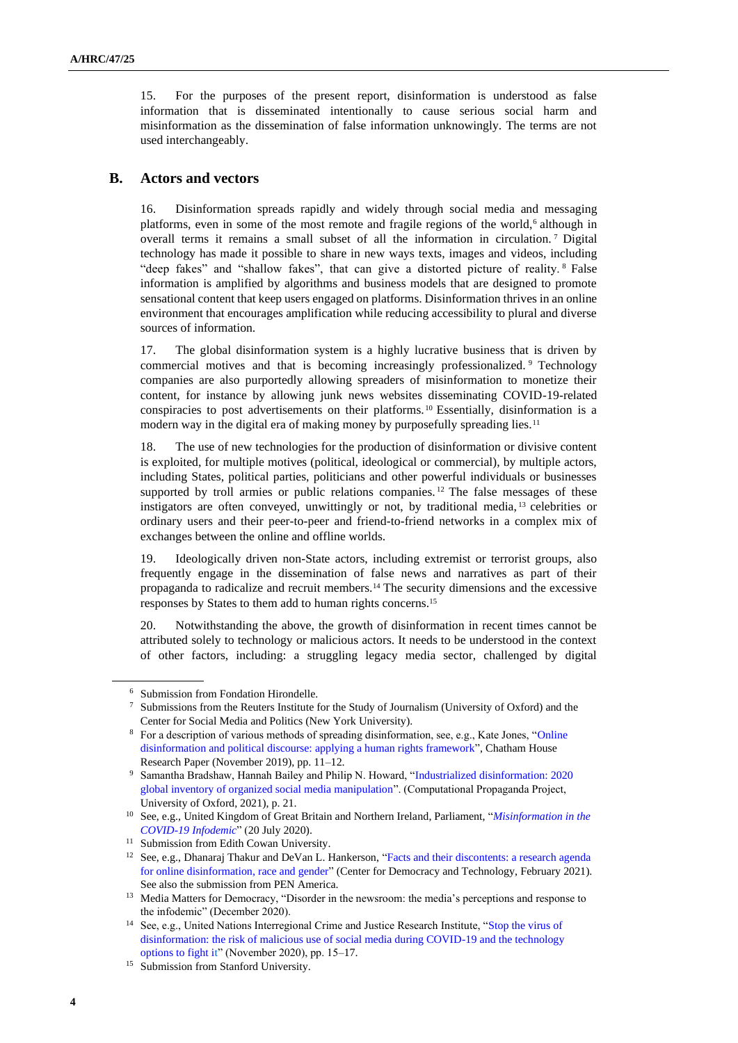15. For the purposes of the present report, disinformation is understood as false information that is disseminated intentionally to cause serious social harm and misinformation as the dissemination of false information unknowingly. The terms are not used interchangeably.

## B. Actors and vectors

16. Disinformation spreads rapidly and widely through social media and messaging platforms, even in some of the most remote and fragile regions of the world,[6] although in overall terms it remains a small subset of all the information in circulation.[7] Digital technology has made it possible to share in new ways texts, images and videos, including "deep fakes" and "shallow fakes", that can give a distorted picture of reality.[8] False information is amplified by algorithms and business models that are designed to promote sensational content that keep users engaged on platforms. Disinformation thrives in an online environment that encourages amplification while reducing accessibility to plural and diverse sources of information.

17. The global disinformation system is a highly lucrative business that is driven by commercial motives and that is becoming increasingly professionalized.[9] Technology companies are also purportedly allowing spreaders of misinformation to monetize their content, for instance by allowing junk news websites disseminating COVID-19-related conspiracies to post advertisements on their platforms.[10] Essentially, disinformation is a modern way in the digital era of making money by purposefully spreading lies.[11]

18. The use of new technologies for the production of disinformation or divisive content is exploited, for multiple motives (political, ideological or commercial), by multiple actors, including States, political parties, politicians and other powerful individuals or businesses supported by troll armies or public relations companies.[12] The false messages of these instigators are often conveyed, unwittingly or not, by traditional media,[13] celebrities or ordinary users and their peer-to-peer and friend-to-friend networks in a complex mix of exchanges between the online and offline worlds.

19. Ideologically driven non-State actors, including extremist or terrorist groups, also frequently engage in the dissemination of false news and narratives as part of their propaganda to radicalize and recruit members.[14] The security dimensions and the excessive responses by States to them add to human rights concerns.[15]

20. Notwithstanding the above, the growth of disinformation in recent times cannot be attributed solely to technology or malicious actors. It needs to be understood in the context of other factors, including: a struggling legacy media sector, challenged by digital

---

[6] Submission from Fondation Hirondelle.

[7] Submissions from the Reuters Institute for the Study of Journalism (University of Oxford) and the Center for Social Media and Politics (New York University).

[8] For a description of various methods of spreading disinformation, see, e.g., Kate Jones, "Online disinformation and political discourse: applying a human rights framework", Chatham House Research Paper (November 2019), pp. 11–12.

[9] Samantha Bradshaw, Hannah Bailey and Philip N. Howard, "Industrialized disinformation: 2020 global inventory of organized social media manipulation". (Computational Propaganda Project, University of Oxford, 2021), p. 21.

[10] See, e.g., United Kingdom of Great Britain and Northern Ireland, Parliament, "*Misinformation in the COVID-19 Infodemic*" (20 July 2020).

[11] Submission from Edith Cowan University.

[12] See, e.g., Dhanaraj Thakur and DeVan L. Hankerson, "Facts and their discontents: a research agenda for online disinformation, race and gender" (Center for Democracy and Technology, February 2021). See also the submission from PEN America.

[13] Media Matters for Democracy, "Disorder in the newsroom: the media's perceptions and response to the infodemic" (December 2020).

[14] See, e.g., United Nations Interregional Crime and Justice Research Institute, "Stop the virus of disinformation: the risk of malicious use of social media during COVID-19 and the technology options to fight it" (November 2020), pp. 15–17.

[15] Submission from Stanford University.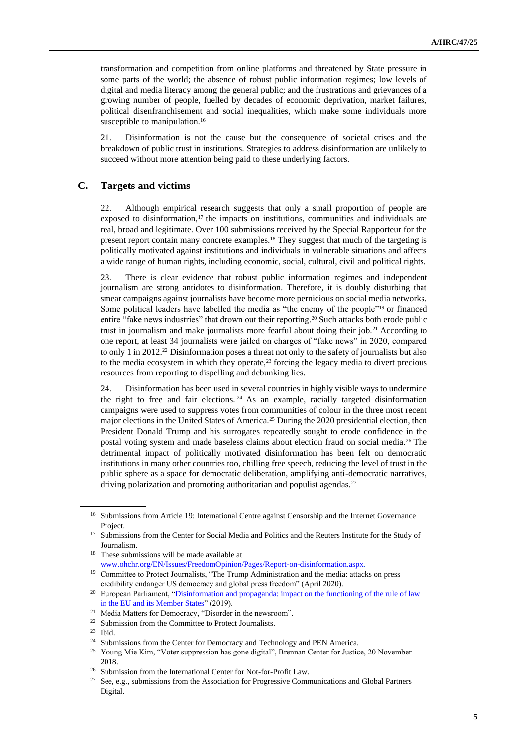transformation and competition from online platforms and threatened by State pressure in some parts of the world; the absence of robust public information regimes; low levels of digital and media literacy among the general public; and the frustrations and grievances of a growing number of people, fuelled by decades of economic deprivation, market failures, political disenfranchisement and social inequalities, which make some individuals more susceptible to manipulation.[16]

21. Disinformation is not the cause but the consequence of societal crises and the breakdown of public trust in institutions. Strategies to address disinformation are unlikely to succeed without more attention being paid to these underlying factors.

## C. Targets and victims

22. Although empirical research suggests that only a small proportion of people are exposed to disinformation,[17] the impacts on institutions, communities and individuals are real, broad and legitimate. Over 100 submissions received by the Special Rapporteur for the present report contain many concrete examples.[18] They suggest that much of the targeting is politically motivated against institutions and individuals in vulnerable situations and affects a wide range of human rights, including economic, social, cultural, civil and political rights.

23. There is clear evidence that robust public information regimes and independent journalism are strong antidotes to disinformation. Therefore, it is doubly disturbing that smear campaigns against journalists have become more pernicious on social media networks. Some political leaders have labelled the media as "the enemy of the people"[19] or financed entire "fake news industries" that drown out their reporting.[20] Such attacks both erode public trust in journalism and make journalists more fearful about doing their job.[21] According to one report, at least 34 journalists were jailed on charges of "fake news" in 2020, compared to only 1 in 2012.[22] Disinformation poses a threat not only to the safety of journalists but also to the media ecosystem in which they operate,[23] forcing the legacy media to divert precious resources from reporting to dispelling and debunking lies.

24. Disinformation has been used in several countries in highly visible ways to undermine the right to free and fair elections.[24] As an example, racially targeted disinformation campaigns were used to suppress votes from communities of colour in the three most recent major elections in the United States of America.[25] During the 2020 presidential election, then President Donald Trump and his surrogates repeatedly sought to erode confidence in the postal voting system and made baseless claims about election fraud on social media.[26] The detrimental impact of politically motivated disinformation has been felt on democratic institutions in many other countries too, chilling free speech, reducing the level of trust in the public sphere as a space for democratic deliberation, amplifying anti-democratic narratives, driving polarization and promoting authoritarian and populist agendas.[27]

---

[16] Submissions from Article 19: International Centre against Censorship and the Internet Governance Project.

[17] Submissions from the Center for Social Media and Politics and the Reuters Institute for the Study of Journalism.

[18] These submissions will be made available at www.ohchr.org/EN/Issues/FreedomOpinion/Pages/Report-on-disinformation.aspx.

[19] Committee to Protect Journalists, "The Trump Administration and the media: attacks on press credibility endanger US democracy and global press freedom" (April 2020).

[20] European Parliament, "Disinformation and propaganda: impact on the functioning of the rule of law in the EU and its Member States" (2019).

[21] Media Matters for Democracy, "Disorder in the newsroom".

[22] Submission from the Committee to Protect Journalists.

[23] Ibid.

[24] Submissions from the Center for Democracy and Technology and PEN America.

[25] Young Mie Kim, "Voter suppression has gone digital", Brennan Center for Justice, 20 November 2018.

[26] Submission from the International Center for Not-for-Profit Law.

[27] See, e.g., submissions from the Association for Progressive Communications and Global Partners Digital.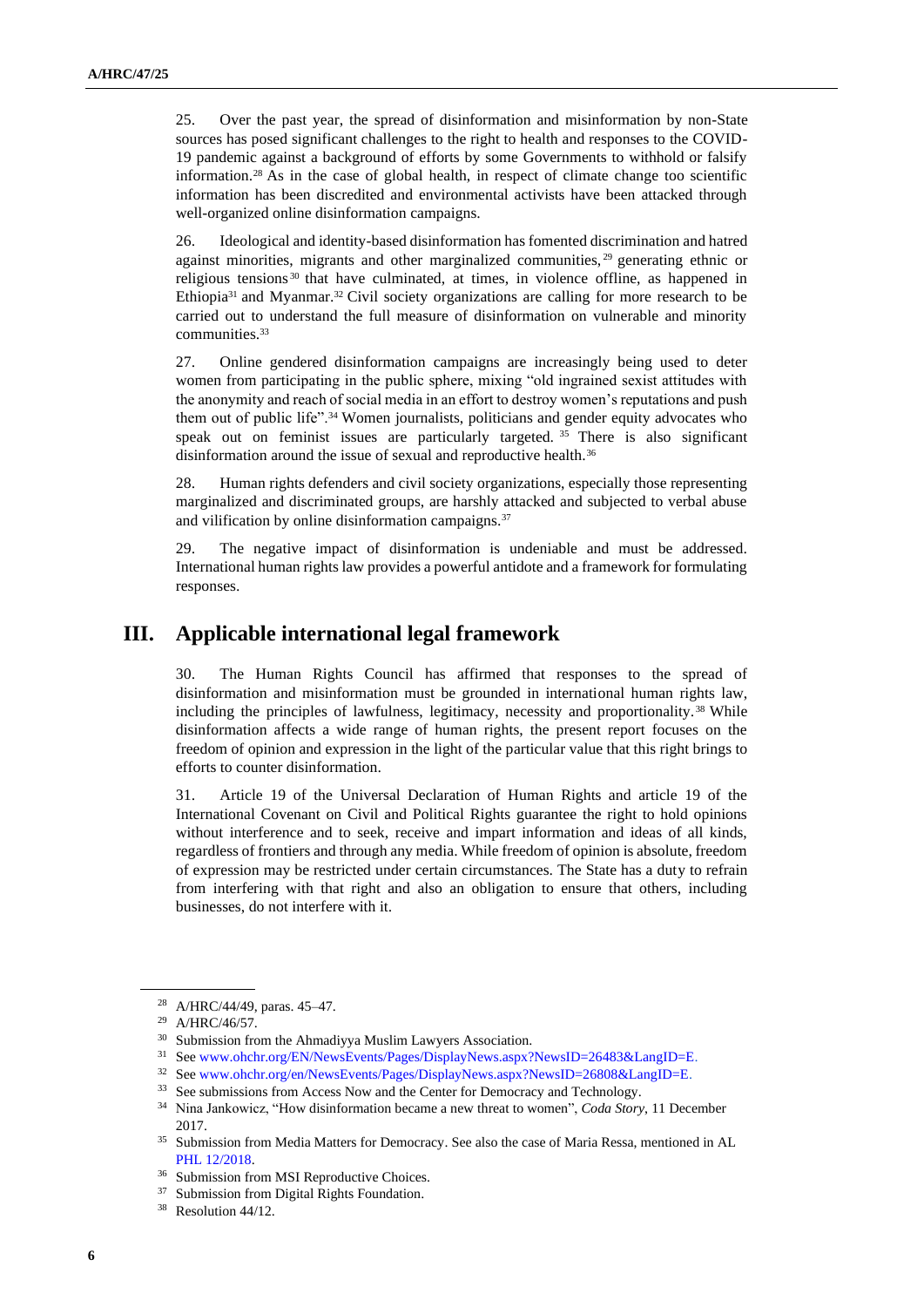25. Over the past year, the spread of disinformation and misinformation by non-State sources has posed significant challenges to the right to health and responses to the COVID-19 pandemic against a background of efforts by some Governments to withhold or falsify information.[28] As in the case of global health, in respect of climate change too scientific information has been discredited and environmental activists have been attacked through well-organized online disinformation campaigns.

26. Ideological and identity-based disinformation has fomented discrimination and hatred against minorities, migrants and other marginalized communities,[29] generating ethnic or religious tensions[30] that have culminated, at times, in violence offline, as happened in Ethiopia[31] and Myanmar.[32] Civil society organizations are calling for more research to be carried out to understand the full measure of disinformation on vulnerable and minority communities.[33]

27. Online gendered disinformation campaigns are increasingly being used to deter women from participating in the public sphere, mixing "old ingrained sexist attitudes with the anonymity and reach of social media in an effort to destroy women's reputations and push them out of public life".[34] Women journalists, politicians and gender equity advocates who speak out on feminist issues are particularly targeted.[35] There is also significant disinformation around the issue of sexual and reproductive health.[36]

28. Human rights defenders and civil society organizations, especially those representing marginalized and discriminated groups, are harshly attacked and subjected to verbal abuse and vilification by online disinformation campaigns.[37]

29. The negative impact of disinformation is undeniable and must be addressed. International human rights law provides a powerful antidote and a framework for formulating responses.

## III. Applicable international legal framework

30. The Human Rights Council has affirmed that responses to the spread of disinformation and misinformation must be grounded in international human rights law, including the principles of lawfulness, legitimacy, necessity and proportionality.[38] While disinformation affects a wide range of human rights, the present report focuses on the freedom of opinion and expression in the light of the particular value that this right brings to efforts to counter disinformation.

31. Article 19 of the Universal Declaration of Human Rights and article 19 of the International Covenant on Civil and Political Rights guarantee the right to hold opinions without interference and to seek, receive and impart information and ideas of all kinds, regardless of frontiers and through any media. While freedom of opinion is absolute, freedom of expression may be restricted under certain circumstances. The State has a duty to refrain from interfering with that right and also an obligation to ensure that others, including businesses, do not interfere with it.

---

[28] A/HRC/44/49, paras. 45–47.

[29] A/HRC/46/57.

[30] Submission from the Ahmadiyya Muslim Lawyers Association.

[31] See www.ohchr.org/EN/NewsEvents/Pages/DisplayNews.aspx?NewsID=26483&LangID=E.

[32] See www.ohchr.org/en/NewsEvents/Pages/DisplayNews.aspx?NewsID=26808&LangID=E.

[33] See submissions from Access Now and the Center for Democracy and Technology.

[34] Nina Jankowicz, "How disinformation became a new threat to women", *Coda Story*, 11 December 2017.

[35] Submission from Media Matters for Democracy. See also the case of Maria Ressa, mentioned in AL PHL 12/2018.

[36] Submission from MSI Reproductive Choices.

[37] Submission from Digital Rights Foundation.

[38] Resolution 44/12.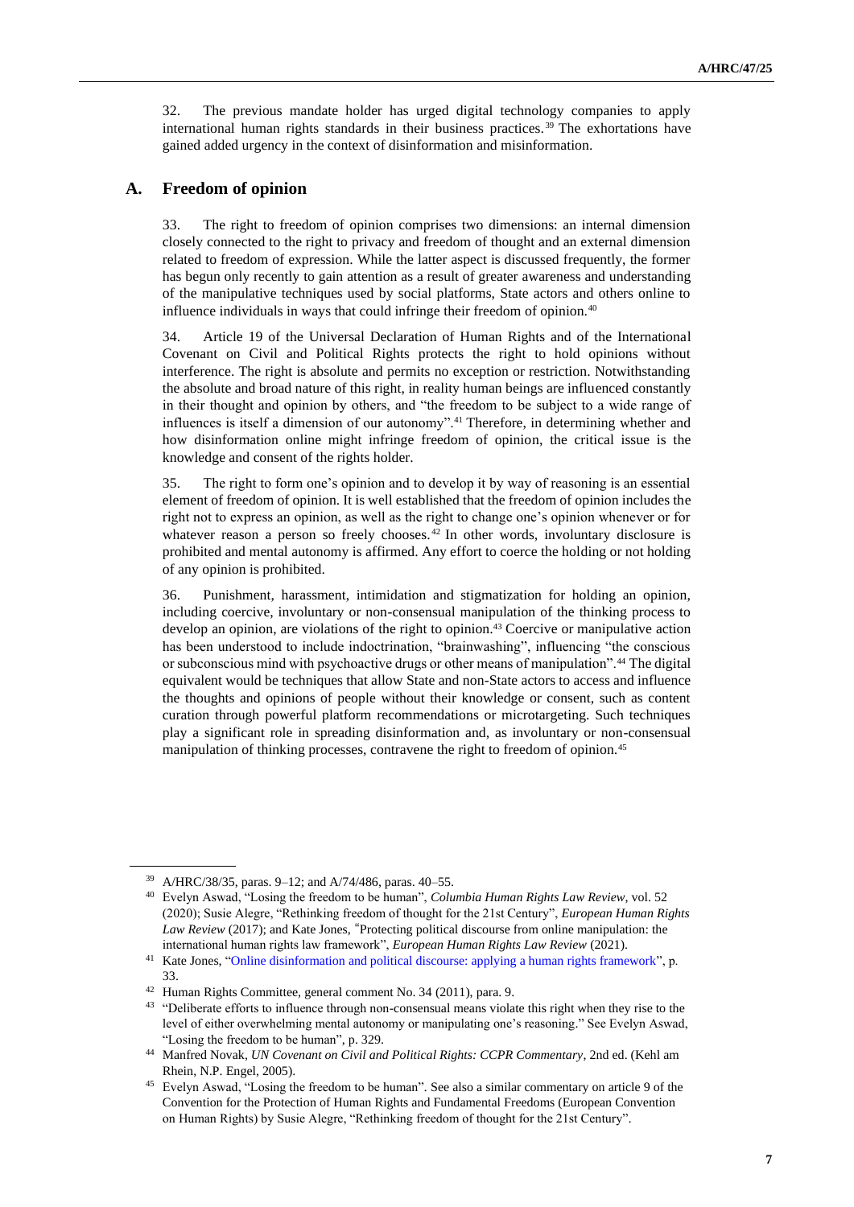32. The previous mandate holder has urged digital technology companies to apply international human rights standards in their business practices.[39] The exhortations have gained added urgency in the context of disinformation and misinformation.

## A. Freedom of opinion

33. The right to freedom of opinion comprises two dimensions: an internal dimension closely connected to the right to privacy and freedom of thought and an external dimension related to freedom of expression. While the latter aspect is discussed frequently, the former has begun only recently to gain attention as a result of greater awareness and understanding of the manipulative techniques used by social platforms, State actors and others online to influence individuals in ways that could infringe their freedom of opinion.[40]

34. Article 19 of the Universal Declaration of Human Rights and of the International Covenant on Civil and Political Rights protects the right to hold opinions without interference. The right is absolute and permits no exception or restriction. Notwithstanding the absolute and broad nature of this right, in reality human beings are influenced constantly in their thought and opinion by others, and "the freedom to be subject to a wide range of influences is itself a dimension of our autonomy".[41] Therefore, in determining whether and how disinformation online might infringe freedom of opinion, the critical issue is the knowledge and consent of the rights holder.

35. The right to form one's opinion and to develop it by way of reasoning is an essential element of freedom of opinion. It is well established that the freedom of opinion includes the right not to express an opinion, as well as the right to change one's opinion whenever or for whatever reason a person so freely chooses.[42] In other words, involuntary disclosure is prohibited and mental autonomy is affirmed. Any effort to coerce the holding or not holding of any opinion is prohibited.

36. Punishment, harassment, intimidation and stigmatization for holding an opinion, including coercive, involuntary or non-consensual manipulation of the thinking process to develop an opinion, are violations of the right to opinion.[43] Coercive or manipulative action has been understood to include indoctrination, "brainwashing", influencing "the conscious or subconscious mind with psychoactive drugs or other means of manipulation".[44] The digital equivalent would be techniques that allow State and non-State actors to access and influence the thoughts and opinions of people without their knowledge or consent, such as content curation through powerful platform recommendations or microtargeting. Such techniques play a significant role in spreading disinformation and, as involuntary or non-consensual manipulation of thinking processes, contravene the right to freedom of opinion.[45]

---

[39] A/HRC/38/35, paras. 9–12; and A/74/486, paras. 40–55.

[40] Evelyn Aswad, "Losing the freedom to be human", *Columbia Human Rights Law Review*, vol. 52 (2020); Susie Alegre, "Rethinking freedom of thought for the 21st Century", *European Human Rights Law Review* (2017); and Kate Jones, "Protecting political discourse from online manipulation: the international human rights law framework", *European Human Rights Law Review* (2021).

[41] Kate Jones, "Online disinformation and political discourse: applying a human rights framework", p. 33.

[42] Human Rights Committee, general comment No. 34 (2011), para. 9.

[43] "Deliberate efforts to influence through non-consensual means violate this right when they rise to the level of either overwhelming mental autonomy or manipulating one's reasoning." See Evelyn Aswad, "Losing the freedom to be human", p. 329.

[44] Manfred Novak, *UN Covenant on Civil and Political Rights: CCPR Commentary*, 2nd ed. (Kehl am Rhein, N.P. Engel, 2005).

[45] Evelyn Aswad, "Losing the freedom to be human". See also a similar commentary on article 9 of the Convention for the Protection of Human Rights and Fundamental Freedoms (European Convention on Human Rights) by Susie Alegre, "Rethinking freedom of thought for the 21st Century".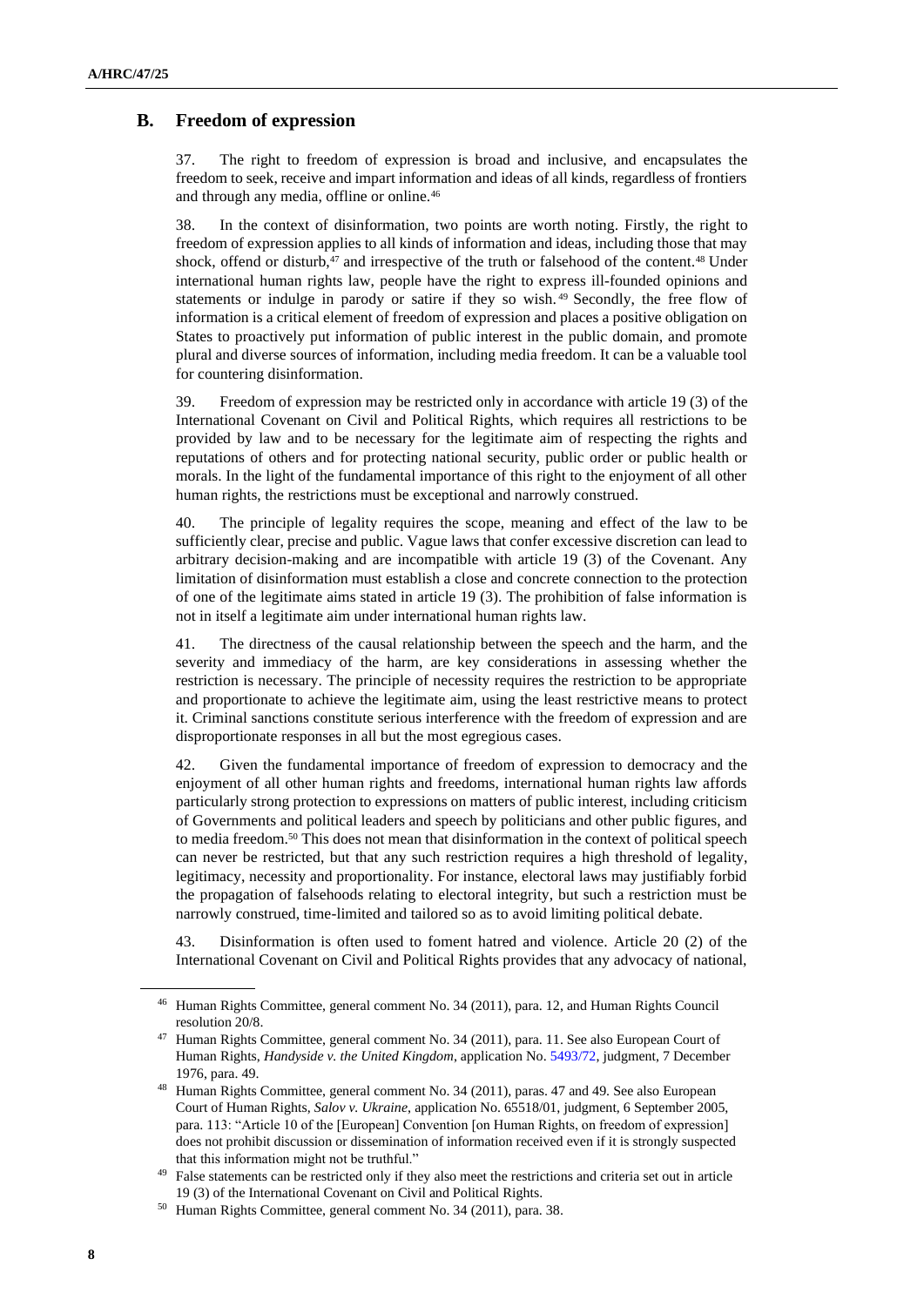## B. Freedom of expression

37. The right to freedom of expression is broad and inclusive, and encapsulates the freedom to seek, receive and impart information and ideas of all kinds, regardless of frontiers and through any media, offline or online.[46]

38. In the context of disinformation, two points are worth noting. Firstly, the right to freedom of expression applies to all kinds of information and ideas, including those that may shock, offend or disturb,[47] and irrespective of the truth or falsehood of the content.[48] Under international human rights law, people have the right to express ill-founded opinions and statements or indulge in parody or satire if they so wish.[49] Secondly, the free flow of information is a critical element of freedom of expression and places a positive obligation on States to proactively put information of public interest in the public domain, and promote plural and diverse sources of information, including media freedom. It can be a valuable tool for countering disinformation.

39. Freedom of expression may be restricted only in accordance with article 19 (3) of the International Covenant on Civil and Political Rights, which requires all restrictions to be provided by law and to be necessary for the legitimate aim of respecting the rights and reputations of others and for protecting national security, public order or public health or morals. In the light of the fundamental importance of this right to the enjoyment of all other human rights, the restrictions must be exceptional and narrowly construed.

40. The principle of legality requires the scope, meaning and effect of the law to be sufficiently clear, precise and public. Vague laws that confer excessive discretion can lead to arbitrary decision-making and are incompatible with article 19 (3) of the Covenant. Any limitation of disinformation must establish a close and concrete connection to the protection of one of the legitimate aims stated in article 19 (3). The prohibition of false information is not in itself a legitimate aim under international human rights law.

41. The directness of the causal relationship between the speech and the harm, and the severity and immediacy of the harm, are key considerations in assessing whether the restriction is necessary. The principle of necessity requires the restriction to be appropriate and proportionate to achieve the legitimate aim, using the least restrictive means to protect it. Criminal sanctions constitute serious interference with the freedom of expression and are disproportionate responses in all but the most egregious cases.

42. Given the fundamental importance of freedom of expression to democracy and the enjoyment of all other human rights and freedoms, international human rights law affords particularly strong protection to expressions on matters of public interest, including criticism of Governments and political leaders and speech by politicians and other public figures, and to media freedom.[50] This does not mean that disinformation in the context of political speech can never be restricted, but that any such restriction requires a high threshold of legality, legitimacy, necessity and proportionality. For instance, electoral laws may justifiably forbid the propagation of falsehoods relating to electoral integrity, but such a restriction must be narrowly construed, time-limited and tailored so as to avoid limiting political debate.

43. Disinformation is often used to foment hatred and violence. Article 20 (2) of the International Covenant on Civil and Political Rights provides that any advocacy of national,

---

[46] Human Rights Committee, general comment No. 34 (2011), para. 12, and Human Rights Council resolution 20/8.

[47] Human Rights Committee, general comment No. 34 (2011), para. 11. See also European Court of Human Rights, *Handyside v. the United Kingdom*, application No. 5493/72, judgment, 7 December 1976, para. 49.

[48] Human Rights Committee, general comment No. 34 (2011), paras. 47 and 49. See also European Court of Human Rights, *Salov v. Ukraine*, application No. 65518/01, judgment, 6 September 2005, para. 113: "Article 10 of the [European] Convention [on Human Rights, on freedom of expression] does not prohibit discussion or dissemination of information received even if it is strongly suspected that this information might not be truthful."

[49] False statements can be restricted only if they also meet the restrictions and criteria set out in article 19 (3) of the International Covenant on Civil and Political Rights.

[50] Human Rights Committee, general comment No. 34 (2011), para. 38.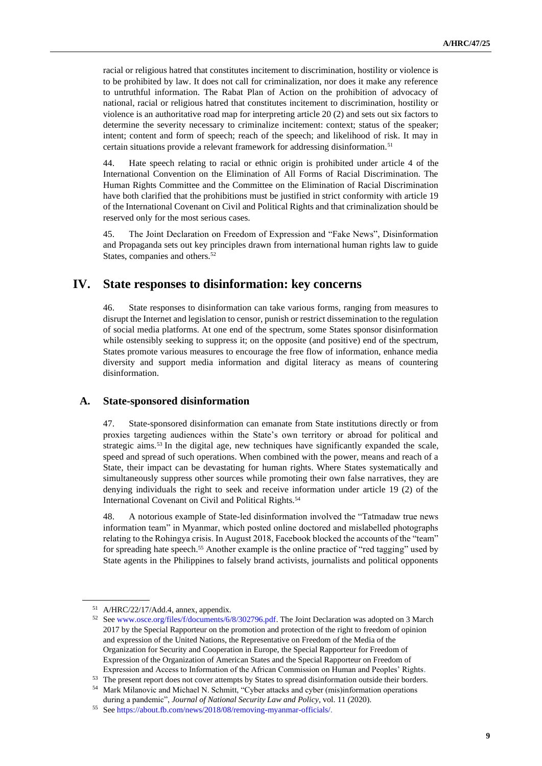racial or religious hatred that constitutes incitement to discrimination, hostility or violence is to be prohibited by law. It does not call for criminalization, nor does it make any reference to untruthful information. The Rabat Plan of Action on the prohibition of advocacy of national, racial or religious hatred that constitutes incitement to discrimination, hostility or violence is an authoritative road map for interpreting article 20 (2) and sets out six factors to determine the severity necessary to criminalize incitement: context; status of the speaker; intent; content and form of speech; reach of the speech; and likelihood of risk. It may in certain situations provide a relevant framework for addressing disinformation.[51]

44. Hate speech relating to racial or ethnic origin is prohibited under article 4 of the International Convention on the Elimination of All Forms of Racial Discrimination. The Human Rights Committee and the Committee on the Elimination of Racial Discrimination have both clarified that the prohibitions must be justified in strict conformity with article 19 of the International Covenant on Civil and Political Rights and that criminalization should be reserved only for the most serious cases.

45. The Joint Declaration on Freedom of Expression and "Fake News", Disinformation and Propaganda sets out key principles drawn from international human rights law to guide States, companies and others.[52]

## IV. State responses to disinformation: key concerns

46. State responses to disinformation can take various forms, ranging from measures to disrupt the Internet and legislation to censor, punish or restrict dissemination to the regulation of social media platforms. At one end of the spectrum, some States sponsor disinformation while ostensibly seeking to suppress it; on the opposite (and positive) end of the spectrum, States promote various measures to encourage the free flow of information, enhance media diversity and support media information and digital literacy as means of countering disinformation.

### A. State-sponsored disinformation

47. State-sponsored disinformation can emanate from State institutions directly or from proxies targeting audiences within the State's own territory or abroad for political and strategic aims.[53] In the digital age, new techniques have significantly expanded the scale, speed and spread of such operations. When combined with the power, means and reach of a State, their impact can be devastating for human rights. Where States systematically and simultaneously suppress other sources while promoting their own false narratives, they are denying individuals the right to seek and receive information under article 19 (2) of the International Covenant on Civil and Political Rights.[54]

48. A notorious example of State-led disinformation involved the "Tatmadaw true news information team" in Myanmar, which posted online doctored and mislabelled photographs relating to the Rohingya crisis. In August 2018, Facebook blocked the accounts of the "team" for spreading hate speech.[55] Another example is the online practice of "red tagging" used by State agents in the Philippines to falsely brand activists, journalists and political opponents

---

[51] A/HRC/22/17/Add.4, annex, appendix.

[52] See www.osce.org/files/f/documents/6/8/302796.pdf. The Joint Declaration was adopted on 3 March 2017 by the Special Rapporteur on the promotion and protection of the right to freedom of opinion and expression of the United Nations, the Representative on Freedom of the Media of the Organization for Security and Cooperation in Europe, the Special Rapporteur for Freedom of Expression of the Organization of American States and the Special Rapporteur on Freedom of Expression and Access to Information of the African Commission on Human and Peoples' Rights.

[53] The present report does not cover attempts by States to spread disinformation outside their borders.

[54] Mark Milanovic and Michael N. Schmitt, "Cyber attacks and cyber (mis)information operations during a pandemic", *Journal of National Security Law and Policy*, vol. 11 (2020).

[55] See https://about.fb.com/news/2018/08/removing-myanmar-officials/.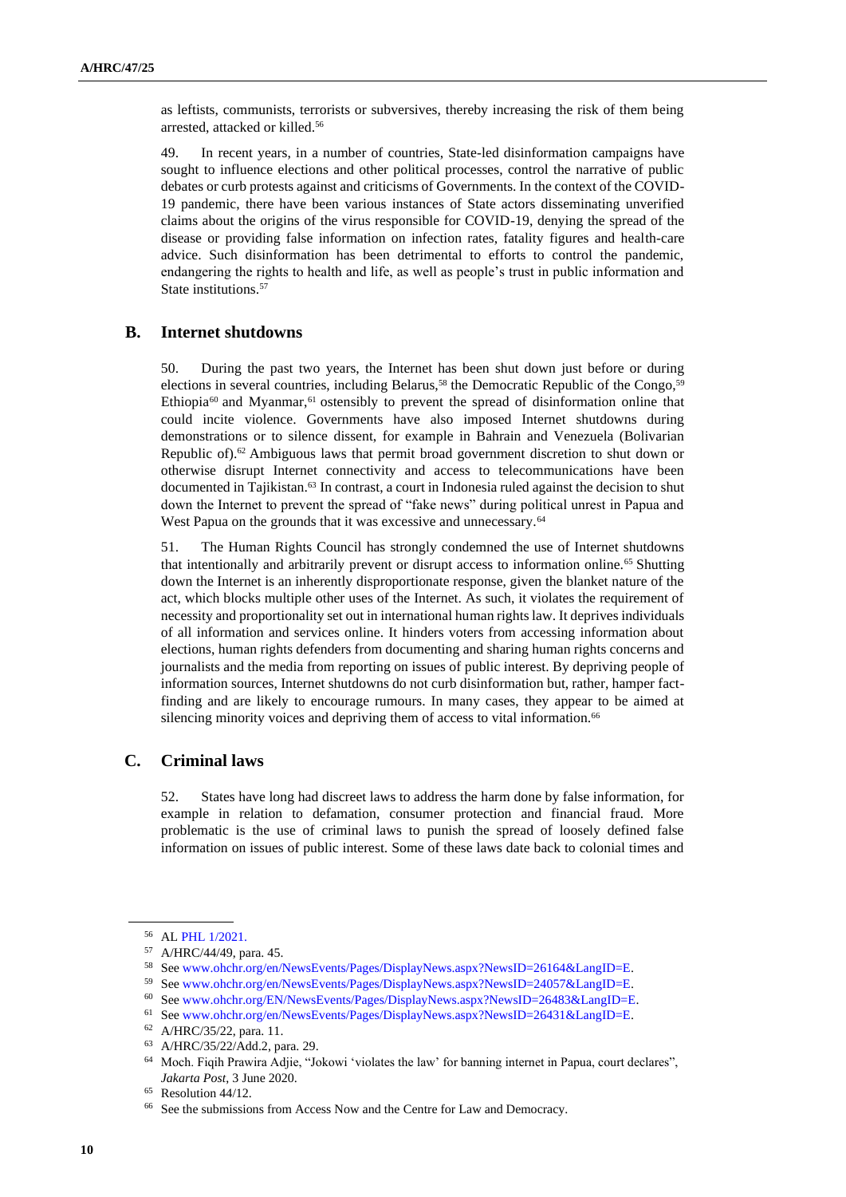as leftists, communists, terrorists or subversives, thereby increasing the risk of them being arrested, attacked or killed.[56]

49. In recent years, in a number of countries, State-led disinformation campaigns have sought to influence elections and other political processes, control the narrative of public debates or curb protests against and criticisms of Governments. In the context of the COVID-19 pandemic, there have been various instances of State actors disseminating unverified claims about the origins of the virus responsible for COVID-19, denying the spread of the disease or providing false information on infection rates, fatality figures and health-care advice. Such disinformation has been detrimental to efforts to control the pandemic, endangering the rights to health and life, as well as people's trust in public information and State institutions.[57]

## B. Internet shutdowns

50. During the past two years, the Internet has been shut down just before or during elections in several countries, including Belarus,[58] the Democratic Republic of the Congo,[59] Ethiopia[60] and Myanmar,[61] ostensibly to prevent the spread of disinformation online that could incite violence. Governments have also imposed Internet shutdowns during demonstrations or to silence dissent, for example in Bahrain and Venezuela (Bolivarian Republic of).[62] Ambiguous laws that permit broad government discretion to shut down or otherwise disrupt Internet connectivity and access to telecommunications have been documented in Tajikistan.[63] In contrast, a court in Indonesia ruled against the decision to shut down the Internet to prevent the spread of "fake news" during political unrest in Papua and West Papua on the grounds that it was excessive and unnecessary.[64]

51. The Human Rights Council has strongly condemned the use of Internet shutdowns that intentionally and arbitrarily prevent or disrupt access to information online.[65] Shutting down the Internet is an inherently disproportionate response, given the blanket nature of the act, which blocks multiple other uses of the Internet. As such, it violates the requirement of necessity and proportionality set out in international human rights law. It deprives individuals of all information and services online. It hinders voters from accessing information about elections, human rights defenders from documenting and sharing human rights concerns and journalists and the media from reporting on issues of public interest. By depriving people of information sources, Internet shutdowns do not curb disinformation but, rather, hamper fact-finding and are likely to encourage rumours. In many cases, they appear to be aimed at silencing minority voices and depriving them of access to vital information.[66]

## C. Criminal laws

52. States have long had discreet laws to address the harm done by false information, for example in relation to defamation, consumer protection and financial fraud. More problematic is the use of criminal laws to punish the spread of loosely defined false information on issues of public interest. Some of these laws date back to colonial times and

---

[56] AL PHL 1/2021.

[57] A/HRC/44/49, para. 45.

[58] See www.ohchr.org/en/NewsEvents/Pages/DisplayNews.aspx?NewsID=26164&LangID=E.

[59] See www.ohchr.org/en/NewsEvents/Pages/DisplayNews.aspx?NewsID=24057&LangID=E.

[60] See www.ohchr.org/EN/NewsEvents/Pages/DisplayNews.aspx?NewsID=26483&LangID=E.

[61] See www.ohchr.org/en/NewsEvents/Pages/DisplayNews.aspx?NewsID=26431&LangID=E.

[62] A/HRC/35/22, para. 11.

[63] A/HRC/35/22/Add.2, para. 29.

[64] Moch. Fiqih Prawira Adjie, "Jokowi 'violates the law' for banning internet in Papua, court declares", *Jakarta Post*, 3 June 2020.

[65] Resolution 44/12.

[66] See the submissions from Access Now and the Centre for Law and Democracy.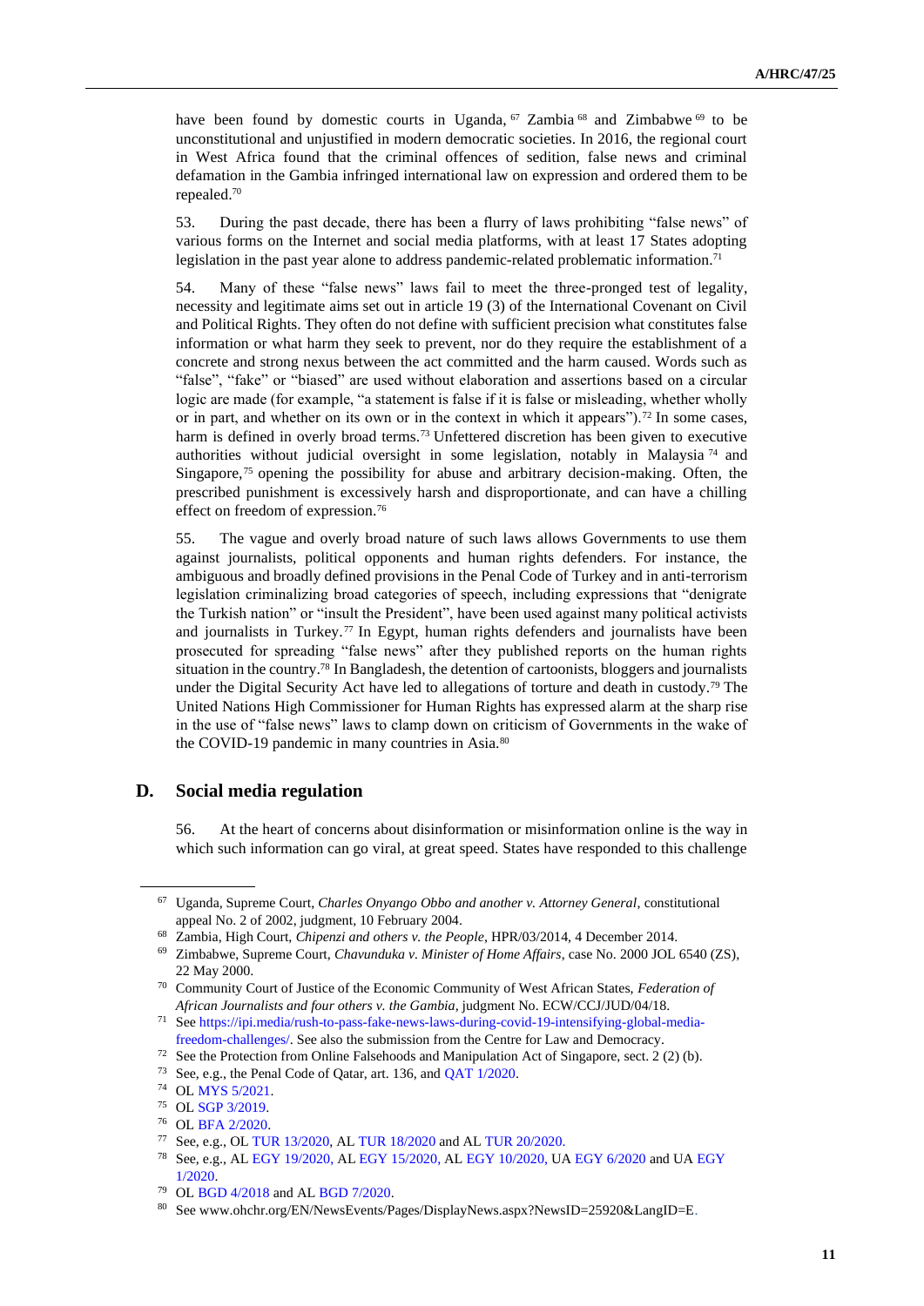have been found by domestic courts in Uganda,[67] Zambia[68] and Zimbabwe[69] to be unconstitutional and unjustified in modern democratic societies. In 2016, the regional court in West Africa found that the criminal offences of sedition, false news and criminal defamation in the Gambia infringed international law on expression and ordered them to be repealed.[70]

53. During the past decade, there has been a flurry of laws prohibiting "false news" of various forms on the Internet and social media platforms, with at least 17 States adopting legislation in the past year alone to address pandemic-related problematic information.[71]

54. Many of these "false news" laws fail to meet the three-pronged test of legality, necessity and legitimate aims set out in article 19 (3) of the International Covenant on Civil and Political Rights. They often do not define with sufficient precision what constitutes false information or what harm they seek to prevent, nor do they require the establishment of a concrete and strong nexus between the act committed and the harm caused. Words such as "false", "fake" or "biased" are used without elaboration and assertions based on a circular logic are made (for example, "a statement is false if it is false or misleading, whether wholly or in part, and whether on its own or in the context in which it appears").[72] In some cases, harm is defined in overly broad terms.[73] Unfettered discretion has been given to executive authorities without judicial oversight in some legislation, notably in Malaysia[74] and Singapore,[75] opening the possibility for abuse and arbitrary decision-making. Often, the prescribed punishment is excessively harsh and disproportionate, and can have a chilling effect on freedom of expression.[76]

55. The vague and overly broad nature of such laws allows Governments to use them against journalists, political opponents and human rights defenders. For instance, the ambiguous and broadly defined provisions in the Penal Code of Turkey and in anti-terrorism legislation criminalizing broad categories of speech, including expressions that "denigrate the Turkish nation" or "insult the President", have been used against many political activists and journalists in Turkey.[77] In Egypt, human rights defenders and journalists have been prosecuted for spreading "false news" after they published reports on the human rights situation in the country.[78] In Bangladesh, the detention of cartoonists, bloggers and journalists under the Digital Security Act have led to allegations of torture and death in custody.[79] The United Nations High Commissioner for Human Rights has expressed alarm at the sharp rise in the use of "false news" laws to clamp down on criticism of Governments in the wake of the COVID-19 pandemic in many countries in Asia.[80]

## D. Social media regulation

56. At the heart of concerns about disinformation or misinformation online is the way in which such information can go viral, at great speed. States have responded to this challenge

---

[67] Uganda, Supreme Court, *Charles Onyango Obbo and another v. Attorney General*, constitutional appeal No. 2 of 2002, judgment, 10 February 2004.

[68] Zambia, High Court, *Chipenzi and others v. the People*, HPR/03/2014, 4 December 2014.

[69] Zimbabwe, Supreme Court, *Chavunduka v. Minister of Home Affairs*, case No. 2000 JOL 6540 (ZS), 22 May 2000.

[70] Community Court of Justice of the Economic Community of West African States, *Federation of African Journalists and four others v. the Gambia*, judgment No. ECW/CCJ/JUD/04/18.

[71] See https://ipi.media/rush-to-pass-fake-news-laws-during-covid-19-intensifying-global-media-freedom-challenges/. See also the submission from the Centre for Law and Democracy.

[72] See the Protection from Online Falsehoods and Manipulation Act of Singapore, sect. 2 (2) (b).

[73] See, e.g., the Penal Code of Qatar, art. 136, and QAT 1/2020.

[74] OL MYS 5/2021.

[75] OL SGP 3/2019.

[76] OL BFA 2/2020.

[77] See, e.g., OL TUR 13/2020, AL TUR 18/2020 and AL TUR 20/2020.

[78] See, e.g., AL EGY 19/2020, AL EGY 15/2020, AL EGY 10/2020, UA EGY 6/2020 and UA EGY 1/2020.

[79] OL BGD 4/2018 and AL BGD 7/2020.

[80] See www.ohchr.org/EN/NewsEvents/Pages/DisplayNews.aspx?NewsID=25920&LangID=E.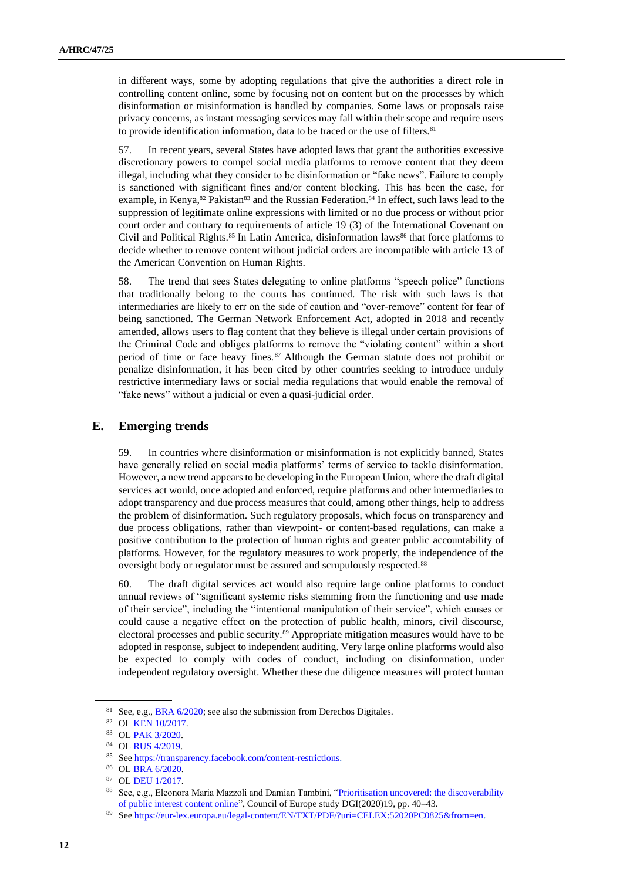in different ways, some by adopting regulations that give the authorities a direct role in controlling content online, some by focusing not on content but on the processes by which disinformation or misinformation is handled by companies. Some laws or proposals raise privacy concerns, as instant messaging services may fall within their scope and require users to provide identification information, data to be traced or the use of filters.[81]

57. In recent years, several States have adopted laws that grant the authorities excessive discretionary powers to compel social media platforms to remove content that they deem illegal, including what they consider to be disinformation or "fake news". Failure to comply is sanctioned with significant fines and/or content blocking. This has been the case, for example, in Kenya,[82] Pakistan[83] and the Russian Federation.[84] In effect, such laws lead to the suppression of legitimate online expressions with limited or no due process or without prior court order and contrary to requirements of article 19 (3) of the International Covenant on Civil and Political Rights.[85] In Latin America, disinformation laws[86] that force platforms to decide whether to remove content without judicial orders are incompatible with article 13 of the American Convention on Human Rights.

58. The trend that sees States delegating to online platforms "speech police" functions that traditionally belong to the courts has continued. The risk with such laws is that intermediaries are likely to err on the side of caution and "over-remove" content for fear of being sanctioned. The German Network Enforcement Act, adopted in 2018 and recently amended, allows users to flag content that they believe is illegal under certain provisions of the Criminal Code and obliges platforms to remove the "violating content" within a short period of time or face heavy fines.[87] Although the German statute does not prohibit or penalize disinformation, it has been cited by other countries seeking to introduce unduly restrictive intermediary laws or social media regulations that would enable the removal of "fake news" without a judicial or even a quasi-judicial order.

## E. Emerging trends

59. In countries where disinformation or misinformation is not explicitly banned, States have generally relied on social media platforms' terms of service to tackle disinformation. However, a new trend appears to be developing in the European Union, where the draft digital services act would, once adopted and enforced, require platforms and other intermediaries to adopt transparency and due process measures that could, among other things, help to address the problem of disinformation. Such regulatory proposals, which focus on transparency and due process obligations, rather than viewpoint- or content-based regulations, can make a positive contribution to the protection of human rights and greater public accountability of platforms. However, for the regulatory measures to work properly, the independence of the oversight body or regulator must be assured and scrupulously respected.[88]

60. The draft digital services act would also require large online platforms to conduct annual reviews of "significant systemic risks stemming from the functioning and use made of their service", including the "intentional manipulation of their service", which causes or could cause a negative effect on the protection of public health, minors, civil discourse, electoral processes and public security.[89] Appropriate mitigation measures would have to be adopted in response, subject to independent auditing. Very large online platforms would also be expected to comply with codes of conduct, including on disinformation, under independent regulatory oversight. Whether these due diligence measures will protect human

---

[81] See, e.g., BRA 6/2020; see also the submission from Derechos Digitales.

[82] OL KEN 10/2017.

[83] OL PAK 3/2020.

[84] OL RUS 4/2019.

[85] See https://transparency.facebook.com/content-restrictions.

[86] OL BRA 6/2020.

[87] OL DEU 1/2017.

[88] See, e.g., Eleonora Maria Mazzoli and Damian Tambini, "Prioritisation uncovered: the discoverability of public interest content online", Council of Europe study DGI(2020)19, pp. 40–43.

[89] See https://eur-lex.europa.eu/legal-content/EN/TXT/PDF/?uri=CELEX:52020PC0825&from=en.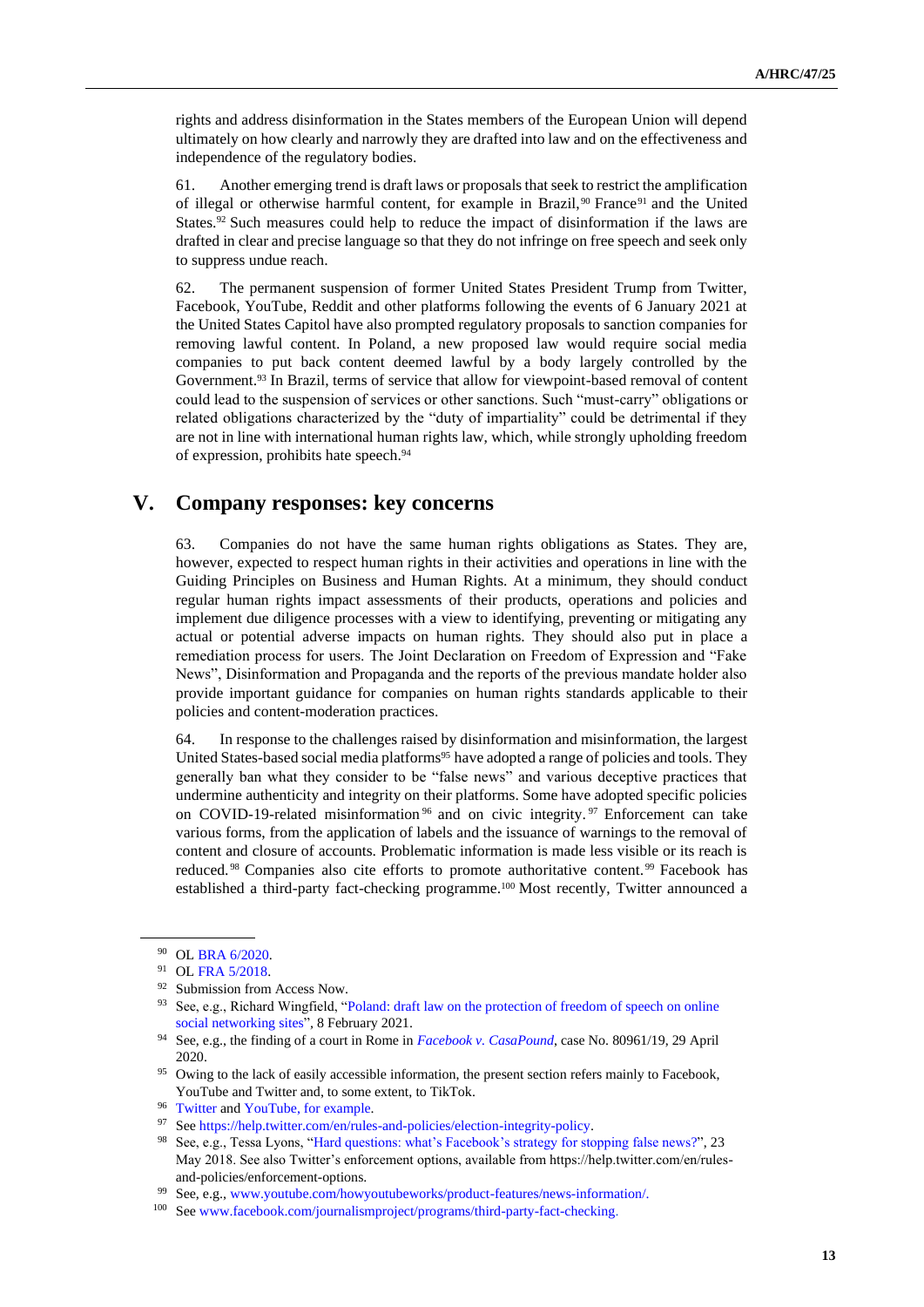rights and address disinformation in the States members of the European Union will depend ultimately on how clearly and narrowly they are drafted into law and on the effectiveness and independence of the regulatory bodies.

61. Another emerging trend is draft laws or proposals that seek to restrict the amplification of illegal or otherwise harmful content, for example in Brazil,[90] France[91] and the United States.[92] Such measures could help to reduce the impact of disinformation if the laws are drafted in clear and precise language so that they do not infringe on free speech and seek only to suppress undue reach.

62. The permanent suspension of former United States President Trump from Twitter, Facebook, YouTube, Reddit and other platforms following the events of 6 January 2021 at the United States Capitol have also prompted regulatory proposals to sanction companies for removing lawful content. In Poland, a new proposed law would require social media companies to put back content deemed lawful by a body largely controlled by the Government.[93] In Brazil, terms of service that allow for viewpoint-based removal of content could lead to the suspension of services or other sanctions. Such "must-carry" obligations or related obligations characterized by the "duty of impartiality" could be detrimental if they are not in line with international human rights law, which, while strongly upholding freedom of expression, prohibits hate speech.[94]

## V. Company responses: key concerns

63. Companies do not have the same human rights obligations as States. They are, however, expected to respect human rights in their activities and operations in line with the Guiding Principles on Business and Human Rights. At a minimum, they should conduct regular human rights impact assessments of their products, operations and policies and implement due diligence processes with a view to identifying, preventing or mitigating any actual or potential adverse impacts on human rights. They should also put in place a remediation process for users. The Joint Declaration on Freedom of Expression and "Fake News", Disinformation and Propaganda and the reports of the previous mandate holder also provide important guidance for companies on human rights standards applicable to their policies and content-moderation practices.

64. In response to the challenges raised by disinformation and misinformation, the largest United States-based social media platforms[95] have adopted a range of policies and tools. They generally ban what they consider to be "false news" and various deceptive practices that undermine authenticity and integrity on their platforms. Some have adopted specific policies on COVID-19-related misinformation[96] and on civic integrity.[97] Enforcement can take various forms, from the application of labels and the issuance of warnings to the removal of content and closure of accounts. Problematic information is made less visible or its reach is reduced.[98] Companies also cite efforts to promote authoritative content.[99] Facebook has established a third-party fact-checking programme.[100] Most recently, Twitter announced a

---

[90] OL BRA 6/2020.

[91] OL FRA 5/2018.

[92] Submission from Access Now.

[93] See, e.g., Richard Wingfield, "Poland: draft law on the protection of freedom of speech on online social networking sites", 8 February 2021.

[94] See, e.g., the finding of a court in Rome in *Facebook v. CasaPound*, case No. 80961/19, 29 April 2020.

[95] Owing to the lack of easily accessible information, the present section refers mainly to Facebook, YouTube and Twitter and, to some extent, to TikTok.

[96] Twitter and YouTube, for example.

[97] See https://help.twitter.com/en/rules-and-policies/election-integrity-policy.

[98] See, e.g., Tessa Lyons, "Hard questions: what's Facebook's strategy for stopping false news?", 23 May 2018. See also Twitter's enforcement options, available from https://help.twitter.com/en/rules-and-policies/enforcement-options.

[99] See, e.g., www.youtube.com/howyoutubeworks/product-features/news-information/.

[100] See www.facebook.com/journalismproject/programs/third-party-fact-checking.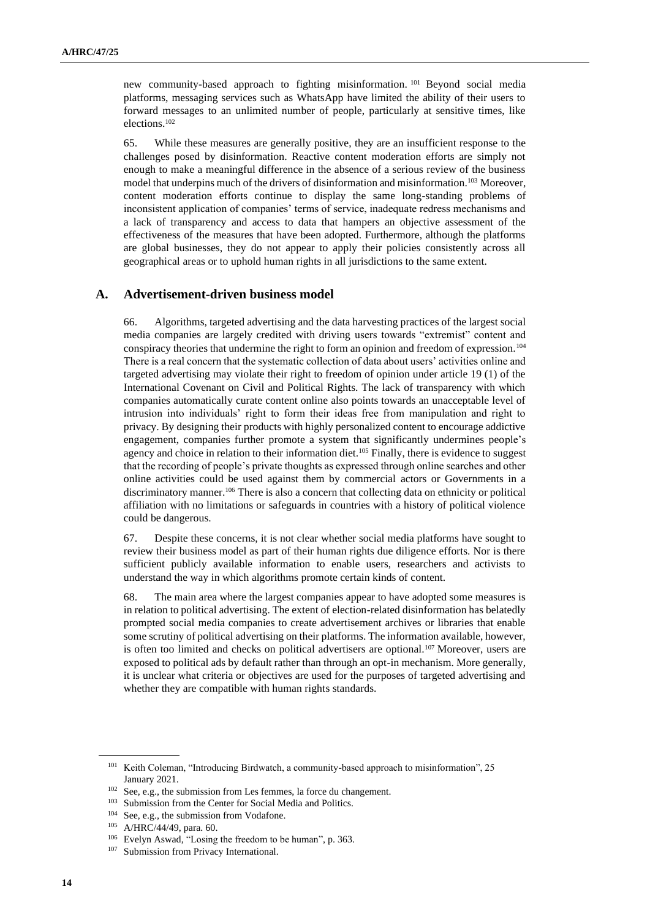new community-based approach to fighting misinformation.[101] Beyond social media platforms, messaging services such as WhatsApp have limited the ability of their users to forward messages to an unlimited number of people, particularly at sensitive times, like elections.[102]

65. While these measures are generally positive, they are an insufficient response to the challenges posed by disinformation. Reactive content moderation efforts are simply not enough to make a meaningful difference in the absence of a serious review of the business model that underpins much of the drivers of disinformation and misinformation.[103] Moreover, content moderation efforts continue to display the same long-standing problems of inconsistent application of companies' terms of service, inadequate redress mechanisms and a lack of transparency and access to data that hampers an objective assessment of the effectiveness of the measures that have been adopted. Furthermore, although the platforms are global businesses, they do not appear to apply their policies consistently across all geographical areas or to uphold human rights in all jurisdictions to the same extent.

## A. Advertisement-driven business model

66. Algorithms, targeted advertising and the data harvesting practices of the largest social media companies are largely credited with driving users towards "extremist" content and conspiracy theories that undermine the right to form an opinion and freedom of expression.[104] There is a real concern that the systematic collection of data about users' activities online and targeted advertising may violate their right to freedom of opinion under article 19 (1) of the International Covenant on Civil and Political Rights. The lack of transparency with which companies automatically curate content online also points towards an unacceptable level of intrusion into individuals' right to form their ideas free from manipulation and right to privacy. By designing their products with highly personalized content to encourage addictive engagement, companies further promote a system that significantly undermines people's agency and choice in relation to their information diet.[105] Finally, there is evidence to suggest that the recording of people's private thoughts as expressed through online searches and other online activities could be used against them by commercial actors or Governments in a discriminatory manner.[106] There is also a concern that collecting data on ethnicity or political affiliation with no limitations or safeguards in countries with a history of political violence could be dangerous.

67. Despite these concerns, it is not clear whether social media platforms have sought to review their business model as part of their human rights due diligence efforts. Nor is there sufficient publicly available information to enable users, researchers and activists to understand the way in which algorithms promote certain kinds of content.

68. The main area where the largest companies appear to have adopted some measures is in relation to political advertising. The extent of election-related disinformation has belatedly prompted social media companies to create advertisement archives or libraries that enable some scrutiny of political advertising on their platforms. The information available, however, is often too limited and checks on political advertisers are optional.[107] Moreover, users are exposed to political ads by default rather than through an opt-in mechanism. More generally, it is unclear what criteria or objectives are used for the purposes of targeted advertising and whether they are compatible with human rights standards.

---

[101] Keith Coleman, "Introducing Birdwatch, a community-based approach to misinformation", 25 January 2021.

[102] See, e.g., the submission from Les femmes, la force du changement.

[103] Submission from the Center for Social Media and Politics.

[104] See, e.g., the submission from Vodafone.

[105] A/HRC/44/49, para. 60.

[106] Evelyn Aswad, "Losing the freedom to be human", p. 363.

[107] Submission from Privacy International.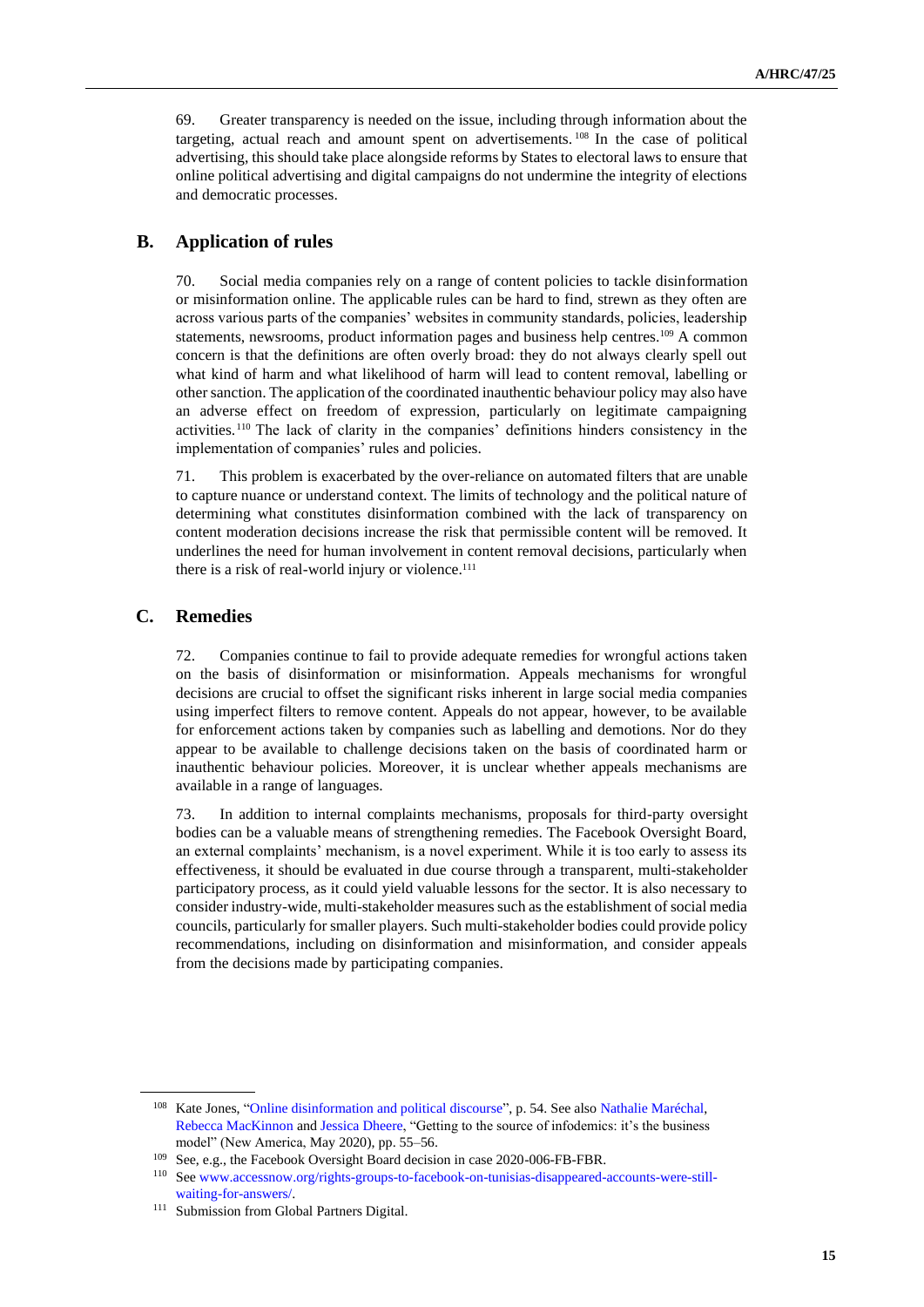69. Greater transparency is needed on the issue, including through information about the targeting, actual reach and amount spent on advertisements.[108] In the case of political advertising, this should take place alongside reforms by States to electoral laws to ensure that online political advertising and digital campaigns do not undermine the integrity of elections and democratic processes.

## B. Application of rules

70. Social media companies rely on a range of content policies to tackle disinformation or misinformation online. The applicable rules can be hard to find, strewn as they often are across various parts of the companies' websites in community standards, policies, leadership statements, newsrooms, product information pages and business help centres.[109] A common concern is that the definitions are often overly broad: they do not always clearly spell out what kind of harm and what likelihood of harm will lead to content removal, labelling or other sanction. The application of the coordinated inauthentic behaviour policy may also have an adverse effect on freedom of expression, particularly on legitimate campaigning activities.[110] The lack of clarity in the companies' definitions hinders consistency in the implementation of companies' rules and policies.

71. This problem is exacerbated by the over-reliance on automated filters that are unable to capture nuance or understand context. The limits of technology and the political nature of determining what constitutes disinformation combined with the lack of transparency on content moderation decisions increase the risk that permissible content will be removed. It underlines the need for human involvement in content removal decisions, particularly when there is a risk of real-world injury or violence.[111]

## C. Remedies

72. Companies continue to fail to provide adequate remedies for wrongful actions taken on the basis of disinformation or misinformation. Appeals mechanisms for wrongful decisions are crucial to offset the significant risks inherent in large social media companies using imperfect filters to remove content. Appeals do not appear, however, to be available for enforcement actions taken by companies such as labelling and demotions. Nor do they appear to be available to challenge decisions taken on the basis of coordinated harm or inauthentic behaviour policies. Moreover, it is unclear whether appeals mechanisms are available in a range of languages.

73. In addition to internal complaints mechanisms, proposals for third-party oversight bodies can be a valuable means of strengthening remedies. The Facebook Oversight Board, an external complaints' mechanism, is a novel experiment. While it is too early to assess its effectiveness, it should be evaluated in due course through a transparent, multi-stakeholder participatory process, as it could yield valuable lessons for the sector. It is also necessary to consider industry-wide, multi-stakeholder measures such as the establishment of social media councils, particularly for smaller players. Such multi-stakeholder bodies could provide policy recommendations, including on disinformation and misinformation, and consider appeals from the decisions made by participating companies.

---

[108] Kate Jones, "Online disinformation and political discourse", p. 54. See also Nathalie Maréchal, Rebecca MacKinnon and Jessica Dheere, "Getting to the source of infodemics: it's the business model" (New America, May 2020), pp. 55–56.

[109] See, e.g., the Facebook Oversight Board decision in case 2020-006-FB-FBR.

[110] See www.accessnow.org/rights-groups-to-facebook-on-tunisias-disappeared-accounts-were-still-waiting-for-answers/.

[111] Submission from Global Partners Digital.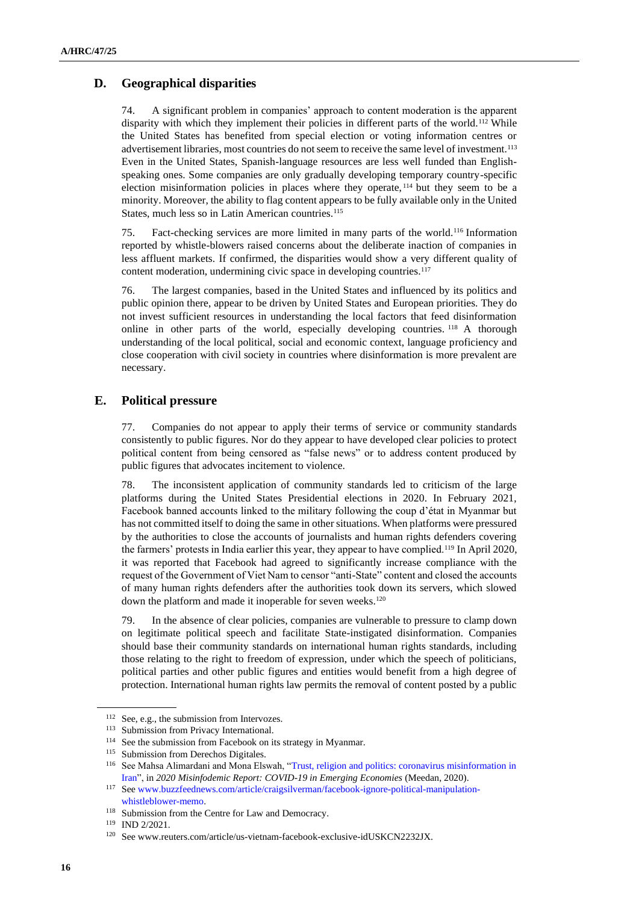## D. Geographical disparities

74. A significant problem in companies' approach to content moderation is the apparent disparity with which they implement their policies in different parts of the world.[112] While the United States has benefited from special election or voting information centres or advertisement libraries, most countries do not seem to receive the same level of investment.[113] Even in the United States, Spanish-language resources are less well funded than English-speaking ones. Some companies are only gradually developing temporary country-specific election misinformation policies in places where they operate,[114] but they seem to be a minority. Moreover, the ability to flag content appears to be fully available only in the United States, much less so in Latin American countries.[115]

75. Fact-checking services are more limited in many parts of the world.[116] Information reported by whistle-blowers raised concerns about the deliberate inaction of companies in less affluent markets. If confirmed, the disparities would show a very different quality of content moderation, undermining civic space in developing countries.[117]

76. The largest companies, based in the United States and influenced by its politics and public opinion there, appear to be driven by United States and European priorities. They do not invest sufficient resources in understanding the local factors that feed disinformation online in other parts of the world, especially developing countries.[118] A thorough understanding of the local political, social and economic context, language proficiency and close cooperation with civil society in countries where disinformation is more prevalent are necessary.

## E. Political pressure

77. Companies do not appear to apply their terms of service or community standards consistently to public figures. Nor do they appear to have developed clear policies to protect political content from being censored as "false news" or to address content produced by public figures that advocates incitement to violence.

78. The inconsistent application of community standards led to criticism of the large platforms during the United States Presidential elections in 2020. In February 2021, Facebook banned accounts linked to the military following the coup d'état in Myanmar but has not committed itself to doing the same in other situations. When platforms were pressured by the authorities to close the accounts of journalists and human rights defenders covering the farmers' protests in India earlier this year, they appear to have complied.[119] In April 2020, it was reported that Facebook had agreed to significantly increase compliance with the request of the Government of Viet Nam to censor "anti-State" content and closed the accounts of many human rights defenders after the authorities took down its servers, which slowed down the platform and made it inoperable for seven weeks.[120]

79. In the absence of clear policies, companies are vulnerable to pressure to clamp down on legitimate political speech and facilitate State-instigated disinformation. Companies should base their community standards on international human rights standards, including those relating to the right to freedom of expression, under which the speech of politicians, political parties and other public figures and entities would benefit from a high degree of protection. International human rights law permits the removal of content posted by a public

---

[112] See, e.g., the submission from Intervozes.

[113] Submission from Privacy International.

[114] See the submission from Facebook on its strategy in Myanmar.

[115] Submission from Derechos Digitales.

[116] See Mahsa Alimardani and Mona Elswah, "Trust, religion and politics: coronavirus misinformation in Iran", in *2020 Misinfodemic Report: COVID-19 in Emerging Economies* (Meedan, 2020).

[117] See www.buzzfeednews.com/article/craigsilverman/facebook-ignore-political-manipulation-whistleblower-memo.

[118] Submission from the Centre for Law and Democracy.

[119] IND 2/2021.

[120] See www.reuters.com/article/us-vietnam-facebook-exclusive-idUSKCN2232JX.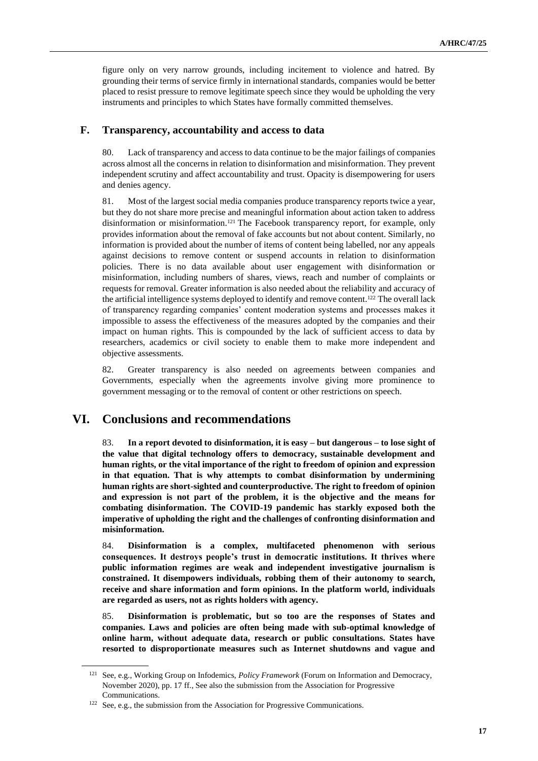figure only on very narrow grounds, including incitement to violence and hatred. By grounding their terms of service firmly in international standards, companies would be better placed to resist pressure to remove legitimate speech since they would be upholding the very instruments and principles to which States have formally committed themselves.

### F. Transparency, accountability and access to data

80. Lack of transparency and access to data continue to be the major failings of companies across almost all the concerns in relation to disinformation and misinformation. They prevent independent scrutiny and affect accountability and trust. Opacity is disempowering for users and denies agency.

81. Most of the largest social media companies produce transparency reports twice a year, but they do not share more precise and meaningful information about action taken to address disinformation or misinformation.[121] The Facebook transparency report, for example, only provides information about the removal of fake accounts but not about content. Similarly, no information is provided about the number of items of content being labelled, nor any appeals against decisions to remove content or suspend accounts in relation to disinformation policies. There is no data available about user engagement with disinformation or misinformation, including numbers of shares, views, reach and number of complaints or requests for removal. Greater information is also needed about the reliability and accuracy of the artificial intelligence systems deployed to identify and remove content.[122] The overall lack of transparency regarding companies' content moderation systems and processes makes it impossible to assess the effectiveness of the measures adopted by the companies and their impact on human rights. This is compounded by the lack of sufficient access to data by researchers, academics or civil society to enable them to make more independent and objective assessments.

82. Greater transparency is also needed on agreements between companies and Governments, especially when the agreements involve giving more prominence to government messaging or to the removal of content or other restrictions on speech.

## VI. Conclusions and recommendations

83. **In a report devoted to disinformation, it is easy – but dangerous – to lose sight of the value that digital technology offers to democracy, sustainable development and human rights, or the vital importance of the right to freedom of opinion and expression in that equation. That is why attempts to combat disinformation by undermining human rights are short-sighted and counterproductive. The right to freedom of opinion and expression is not part of the problem, it is the objective and the means for combating disinformation. The COVID-19 pandemic has starkly exposed both the imperative of upholding the right and the challenges of confronting disinformation and misinformation.**

84. **Disinformation is a complex, multifaceted phenomenon with serious consequences. It destroys people's trust in democratic institutions. It thrives where public information regimes are weak and independent investigative journalism is constrained. It disempowers individuals, robbing them of their autonomy to search, receive and share information and form opinions. In the platform world, individuals are regarded as users, not as rights holders with agency.**

85. **Disinformation is problematic, but so too are the responses of States and companies. Laws and policies are often being made with sub-optimal knowledge of online harm, without adequate data, research or public consultations. States have resorted to disproportionate measures such as Internet shutdowns and vague and**

---

[121] See, e.g., Working Group on Infodemics, *Policy Framework* (Forum on Information and Democracy, November 2020), pp. 17 ff., See also the submission from the Association for Progressive Communications.

[122] See, e.g., the submission from the Association for Progressive Communications.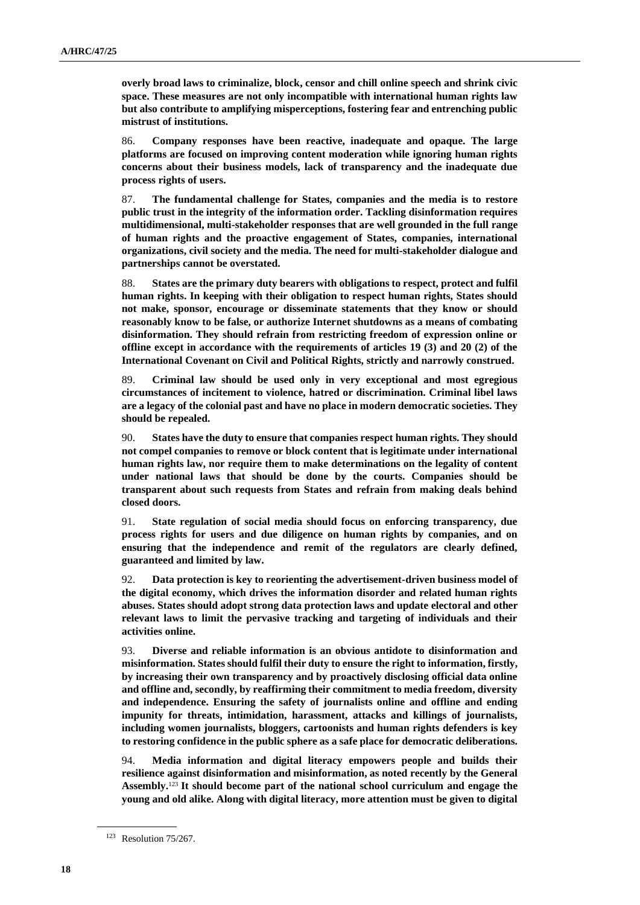**overly broad laws to criminalize, block, censor and chill online speech and shrink civic space. These measures are not only incompatible with international human rights law but also contribute to amplifying misperceptions, fostering fear and entrenching public mistrust of institutions.**

86. **Company responses have been reactive, inadequate and opaque. The large platforms are focused on improving content moderation while ignoring human rights concerns about their business models, lack of transparency and the inadequate due process rights of users.**

87. **The fundamental challenge for States, companies and the media is to restore public trust in the integrity of the information order. Tackling disinformation requires multidimensional, multi-stakeholder responses that are well grounded in the full range of human rights and the proactive engagement of States, companies, international organizations, civil society and the media. The need for multi-stakeholder dialogue and partnerships cannot be overstated.**

88. **States are the primary duty bearers with obligations to respect, protect and fulfil human rights. In keeping with their obligation to respect human rights, States should not make, sponsor, encourage or disseminate statements that they know or should reasonably know to be false, or authorize Internet shutdowns as a means of combating disinformation. They should refrain from restricting freedom of expression online or offline except in accordance with the requirements of articles 19 (3) and 20 (2) of the International Covenant on Civil and Political Rights, strictly and narrowly construed.**

89. **Criminal law should be used only in very exceptional and most egregious circumstances of incitement to violence, hatred or discrimination. Criminal libel laws are a legacy of the colonial past and have no place in modern democratic societies. They should be repealed.**

90. **States have the duty to ensure that companies respect human rights. They should not compel companies to remove or block content that is legitimate under international human rights law, nor require them to make determinations on the legality of content under national laws that should be done by the courts. Companies should be transparent about such requests from States and refrain from making deals behind closed doors.**

91. **State regulation of social media should focus on enforcing transparency, due process rights for users and due diligence on human rights by companies, and on ensuring that the independence and remit of the regulators are clearly defined, guaranteed and limited by law.**

92. **Data protection is key to reorienting the advertisement-driven business model of the digital economy, which drives the information disorder and related human rights abuses. States should adopt strong data protection laws and update electoral and other relevant laws to limit the pervasive tracking and targeting of individuals and their activities online.**

93. **Diverse and reliable information is an obvious antidote to disinformation and misinformation. States should fulfil their duty to ensure the right to information, firstly, by increasing their own transparency and by proactively disclosing official data online and offline and, secondly, by reaffirming their commitment to media freedom, diversity and independence. Ensuring the safety of journalists online and offline and ending impunity for threats, intimidation, harassment, attacks and killings of journalists, including women journalists, bloggers, cartoonists and human rights defenders is key to restoring confidence in the public sphere as a safe place for democratic deliberations.**

94. **Media information and digital literacy empowers people and builds their resilience against disinformation and misinformation, as noted recently by the General Assembly.**[123] **It should become part of the national school curriculum and engage the young and old alike. Along with digital literacy, more attention must be given to digital**

[123] Resolution 75/267.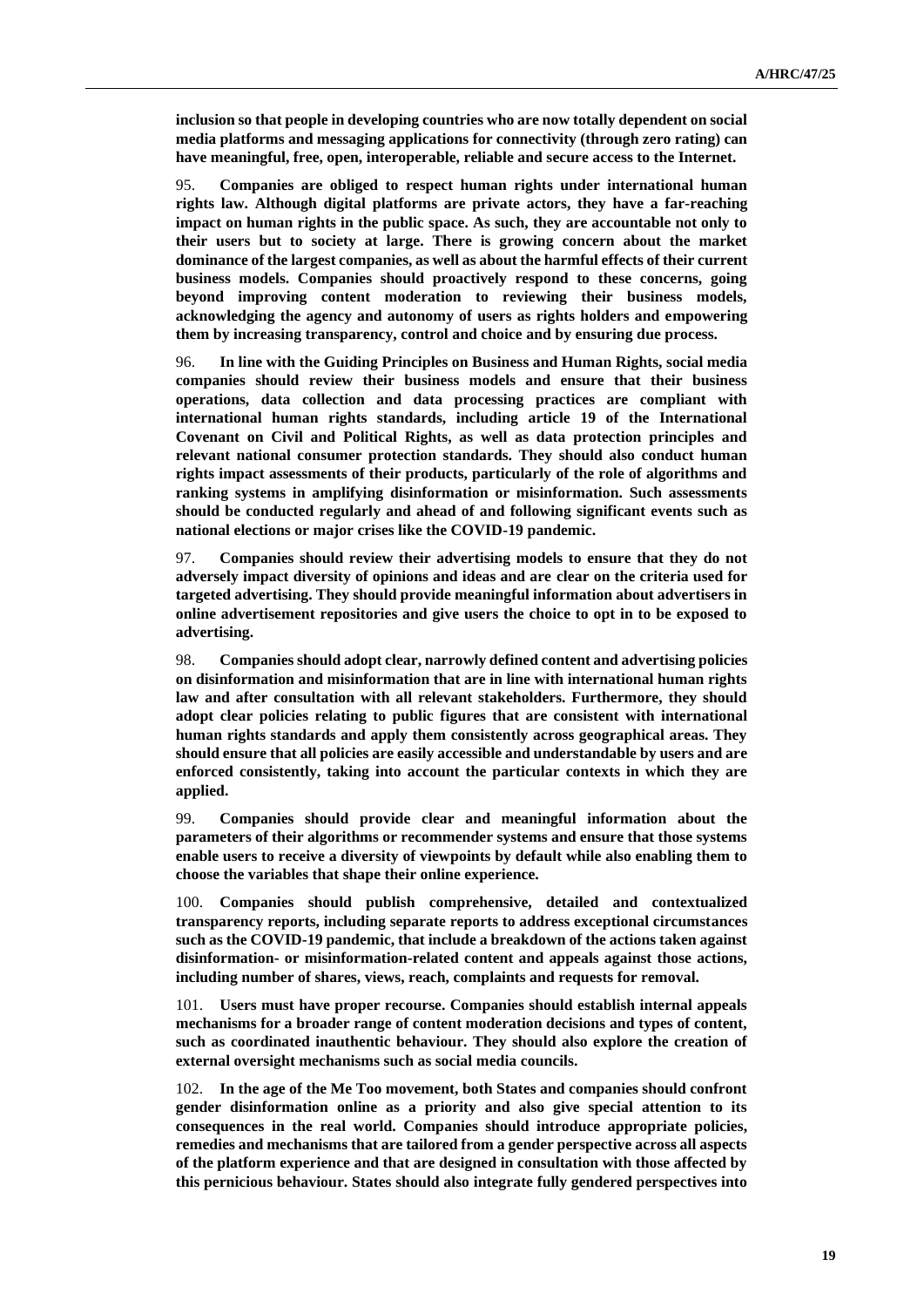**inclusion so that people in developing countries who are now totally dependent on social media platforms and messaging applications for connectivity (through zero rating) can have meaningful, free, open, interoperable, reliable and secure access to the Internet.**

95. **Companies are obliged to respect human rights under international human rights law. Although digital platforms are private actors, they have a far-reaching impact on human rights in the public space. As such, they are accountable not only to their users but to society at large. There is growing concern about the market dominance of the largest companies, as well as about the harmful effects of their current business models. Companies should proactively respond to these concerns, going beyond improving content moderation to reviewing their business models, acknowledging the agency and autonomy of users as rights holders and empowering them by increasing transparency, control and choice and by ensuring due process.**

96. **In line with the Guiding Principles on Business and Human Rights, social media companies should review their business models and ensure that their business operations, data collection and data processing practices are compliant with international human rights standards, including article 19 of the International Covenant on Civil and Political Rights, as well as data protection principles and relevant national consumer protection standards. They should also conduct human rights impact assessments of their products, particularly of the role of algorithms and ranking systems in amplifying disinformation or misinformation. Such assessments should be conducted regularly and ahead of and following significant events such as national elections or major crises like the COVID-19 pandemic.**

97. **Companies should review their advertising models to ensure that they do not adversely impact diversity of opinions and ideas and are clear on the criteria used for targeted advertising. They should provide meaningful information about advertisers in online advertisement repositories and give users the choice to opt in to be exposed to advertising.**

98. **Companies should adopt clear, narrowly defined content and advertising policies on disinformation and misinformation that are in line with international human rights law and after consultation with all relevant stakeholders. Furthermore, they should adopt clear policies relating to public figures that are consistent with international human rights standards and apply them consistently across geographical areas. They should ensure that all policies are easily accessible and understandable by users and are enforced consistently, taking into account the particular contexts in which they are applied.**

99. **Companies should provide clear and meaningful information about the parameters of their algorithms or recommender systems and ensure that those systems enable users to receive a diversity of viewpoints by default while also enabling them to choose the variables that shape their online experience.**

100. **Companies should publish comprehensive, detailed and contextualized transparency reports, including separate reports to address exceptional circumstances such as the COVID-19 pandemic, that include a breakdown of the actions taken against disinformation- or misinformation-related content and appeals against those actions, including number of shares, views, reach, complaints and requests for removal.**

101. **Users must have proper recourse. Companies should establish internal appeals mechanisms for a broader range of content moderation decisions and types of content, such as coordinated inauthentic behaviour. They should also explore the creation of external oversight mechanisms such as social media councils.**

102. **In the age of the Me Too movement, both States and companies should confront gender disinformation online as a priority and also give special attention to its consequences in the real world. Companies should introduce appropriate policies, remedies and mechanisms that are tailored from a gender perspective across all aspects of the platform experience and that are designed in consultation with those affected by this pernicious behaviour. States should also integrate fully gendered perspectives into**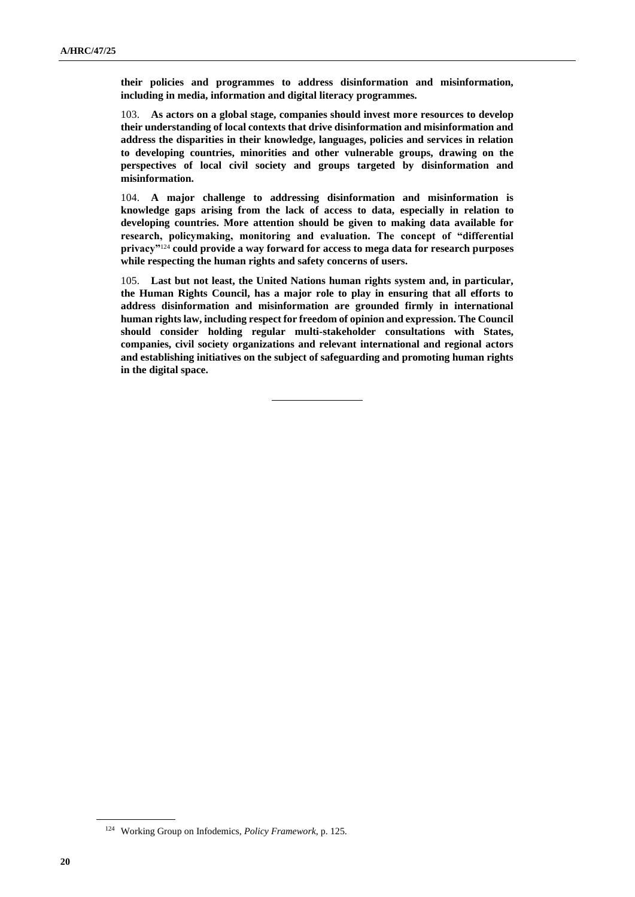**their policies and programmes to address disinformation and misinformation, including in media, information and digital literacy programmes.**

103. **As actors on a global stage, companies should invest more resources to develop their understanding of local contexts that drive disinformation and misinformation and address the disparities in their knowledge, languages, policies and services in relation to developing countries, minorities and other vulnerable groups, drawing on the perspectives of local civil society and groups targeted by disinformation and misinformation.**

104. **A major challenge to addressing disinformation and misinformation is knowledge gaps arising from the lack of access to data, especially in relation to developing countries. More attention should be given to making data available for research, policymaking, monitoring and evaluation. The concept of "differential privacy"**[124] **could provide a way forward for access to mega data for research purposes while respecting the human rights and safety concerns of users.**

105. **Last but not least, the United Nations human rights system and, in particular, the Human Rights Council, has a major role to play in ensuring that all efforts to address disinformation and misinformation are grounded firmly in international human rights law, including respect for freedom of opinion and expression. The Council should consider holding regular multi-stakeholder consultations with States, companies, civil society organizations and relevant international and regional actors and establishing initiatives on the subject of safeguarding and promoting human rights in the digital space.**

---

[124] Working Group on Infodemics, *Policy Framework*, p. 125.